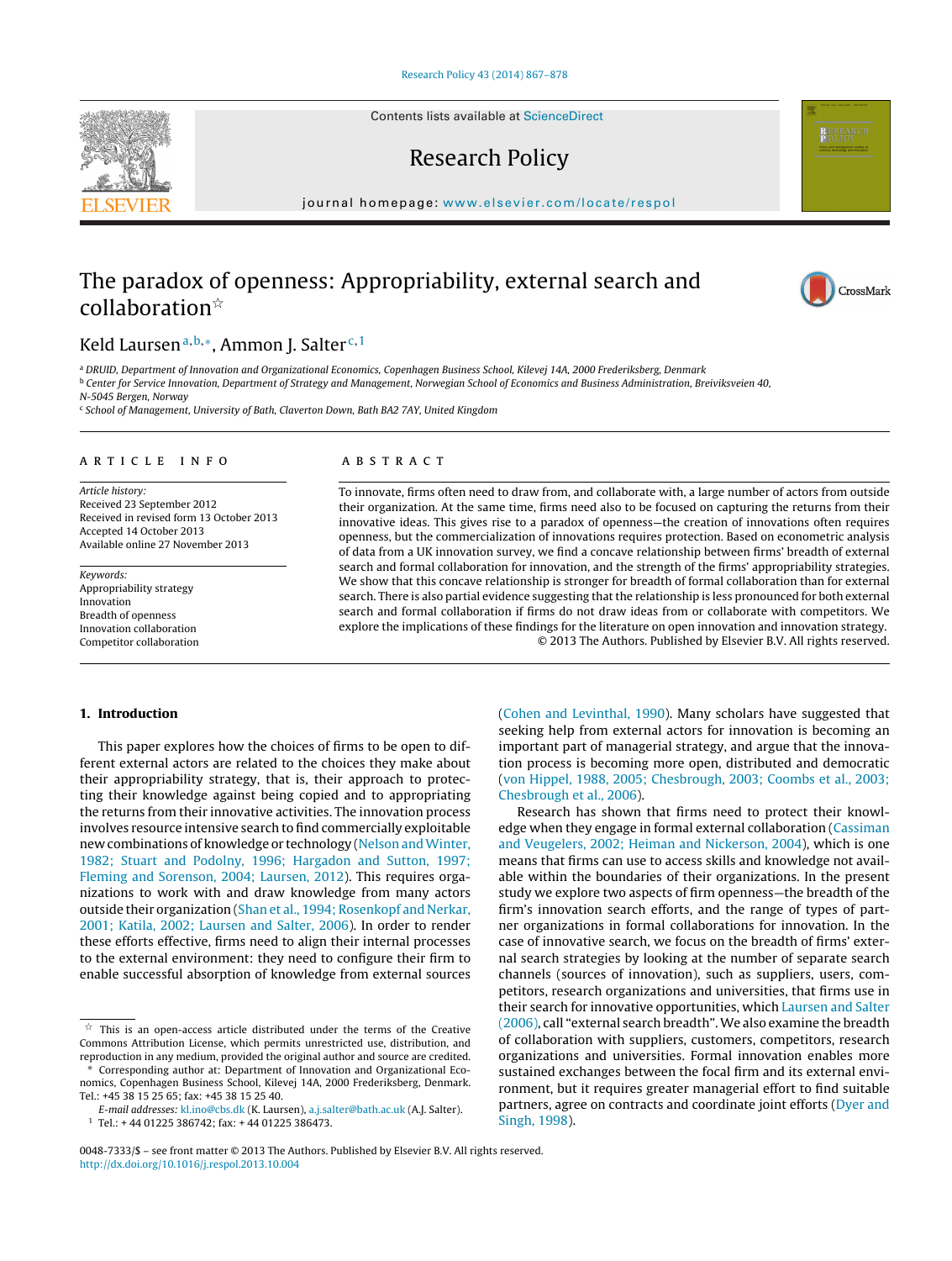# The paradox of openness: Appropriability, external search and collaboration[☆]

Keld Laursen[a,b,*], Ammon J. Salter[c,1]

[a] DRUID, Department of Innovation and Organizational Economics, Copenhagen Business School, Kilevej 14A, 2000 Frederiksberg, Denmark
[b] Center for Service Innovation, Department of Strategy and Management, Norwegian School of Economics and Business Administration, Breiviksveien 40, N-5045 Bergen, Norway
[c] School of Management, University of Bath, Claverton Down, Bath BA2 7AY, United Kingdom

## ARTICLE INFO

*Article history:*
Received 23 September 2012
Received in revised form 13 October 2013
Accepted 14 October 2013
Available online 27 November 2013

*Keywords:*
Appropriability strategy
Innovation
Breadth of openness
Innovation collaboration
Competitor collaboration

## ABSTRACT

To innovate, firms often need to draw from, and collaborate with, a large number of actors from outside their organization. At the same time, firms need also to be focused on capturing the returns from their innovative ideas. This gives rise to a paradox of openness—the creation of innovations often requires openness, but the commercialization of innovations requires protection. Based on econometric analysis of data from a UK innovation survey, we find a concave relationship between firms' breadth of external search and formal collaboration for innovation, and the strength of the firms' appropriability strategies. We show that this concave relationship is stronger for breadth of formal collaboration than for external search. There is also partial evidence suggesting that the relationship is less pronounced for both external search and formal collaboration if firms do not draw ideas from or collaborate with competitors. We explore the implications of these findings for the literature on open innovation and innovation strategy.

© 2013 The Authors. Published by Elsevier B.V. All rights reserved.

## 1. Introduction

This paper explores how the choices of firms to be open to different external actors are related to the choices they make about their appropriability strategy, that is, their approach to protecting their knowledge against being copied and to appropriating the returns from their innovative activities. The innovation process involves resource intensive search to find commercially exploitable new combinations of knowledge or technology (Nelson and Winter, 1982; Stuart and Podolny, 1996; Hargadon and Sutton, 1997; Fleming and Sorenson, 2004; Laursen, 2012). This requires organizations to work with and draw knowledge from many actors outside their organization (Shan et al., 1994; Rosenkopf and Nerkar, 2001; Katila, 2002; Laursen and Salter, 2006). In order to render these efforts effective, firms need to align their internal processes to the external environment: they need to configure their firm to enable successful absorption of knowledge from external sources (Cohen and Levinthal, 1990). Many scholars have suggested that seeking help from external actors for innovation is becoming an important part of managerial strategy, and argue that the innovation process is becoming more open, distributed and democratic (von Hippel, 1988, 2005; Chesbrough, 2003; Coombs et al., 2003; Chesbrough et al., 2006).

Research has shown that firms need to protect their knowledge when they engage in formal external collaboration (Cassiman and Veugelers, 2002; Heiman and Nickerson, 2004), which is one means that firms can use to access skills and knowledge not available within the boundaries of their organizations. In the present study we explore two aspects of firm openness—the breadth of the firm's innovation search efforts, and the range of types of partner organizations in formal collaborations for innovation. In the case of innovative search, we focus on the breadth of firms' external search strategies by looking at the number of separate search channels (sources of innovation), such as suppliers, users, competitors, research organizations and universities, that firms use in their search for innovative opportunities, which Laursen and Salter (2006), call "external search breadth". We also examine the breadth of collaboration with suppliers, customers, competitors, research organizations and universities. Formal innovation enables more sustained exchanges between the focal firm and its external environment, but it requires greater managerial effort to find suitable partners, agree on contracts and coordinate joint efforts (Dyer and Singh, 1998).

---

[☆] This is an open-access article distributed under the terms of the Creative Commons Attribution License, which permits unrestricted use, distribution, and reproduction in any medium, provided the original author and source are credited.

[*] Corresponding author at: Department of Innovation and Organizational Economics, Copenhagen Business School, Kilevej 14A, 2000 Frederiksberg, Denmark. Tel.: +45 38 15 25 65; fax: +45 38 15 25 40.

*E-mail addresses:* kl.ino@cbs.dk (K. Laursen), a.j.salter@bath.ac.uk (A.J. Salter).

[1] Tel.: + 44 01225 386742; fax: + 44 01225 386473.

0048-7333/$ – see front matter © 2013 The Authors. Published by Elsevier B.V. All rights reserved.
http://dx.doi.org/10.1016/j.respol.2013.10.004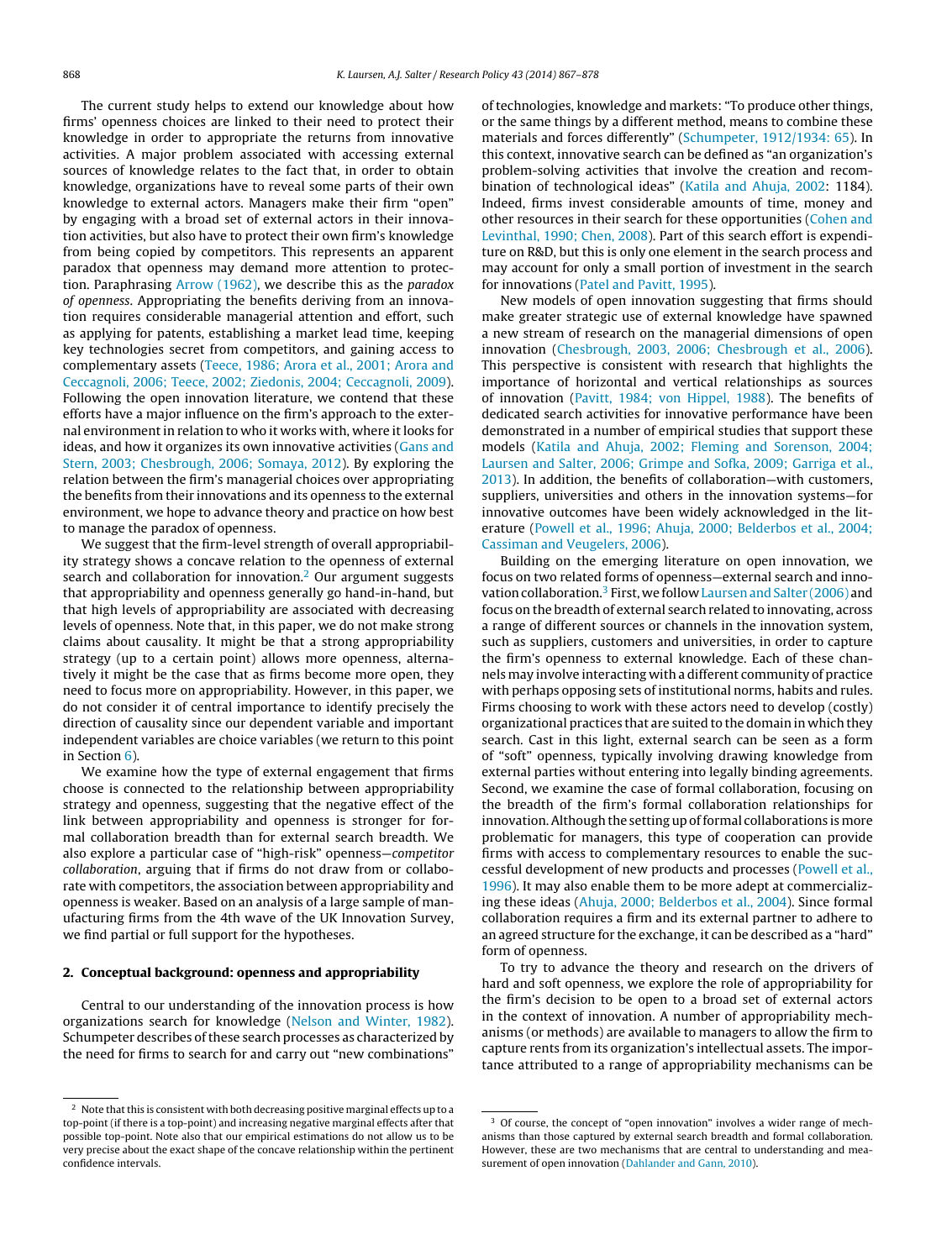The current study helps to extend our knowledge about how firms' openness choices are linked to their need to protect their knowledge in order to appropriate the returns from innovative activities. A major problem associated with accessing external sources of knowledge relates to the fact that, in order to obtain knowledge, organizations have to reveal some parts of their own knowledge to external actors. Managers make their firm "open" by engaging with a broad set of external actors in their innovation activities, but also have to protect their own firm's knowledge from being copied by competitors. This represents an apparent paradox that openness may demand more attention to protection. Paraphrasing Arrow (1962), we describe this as the *paradox of openness*. Appropriating the benefits deriving from an innovation requires considerable managerial attention and effort, such as applying for patents, establishing a market lead time, keeping key technologies secret from competitors, and gaining access to complementary assets (Teece, 1986; Arora et al., 2001; Arora and Ceccagnoli, 2006; Teece, 2002; Ziedonis, 2004; Ceccagnoli, 2009). Following the open innovation literature, we contend that these efforts have a major influence on the firm's approach to the external environment in relation to who it works with, where it looks for ideas, and how it organizes its own innovative activities (Gans and Stern, 2003; Chesbrough, 2006; Somaya, 2012). By exploring the relation between the firm's managerial choices over appropriating the benefits from their innovations and its openness to the external environment, we hope to advance theory and practice on how best to manage the paradox of openness.

We suggest that the firm-level strength of overall appropriability strategy shows a concave relation to the openness of external search and collaboration for innovation.[2] Our argument suggests that appropriability and openness generally go hand-in-hand, but that high levels of appropriability are associated with decreasing levels of openness. Note that, in this paper, we do not make strong claims about causality. It might be that a strong appropriability strategy (up to a certain point) allows more openness, alternatively it might be the case that as firms become more open, they need to focus more on appropriability. However, in this paper, we do not consider it of central importance to identify precisely the direction of causality since our dependent variable and important independent variables are choice variables (we return to this point in Section 6).

We examine how the type of external engagement that firms choose is connected to the relationship between appropriability strategy and openness, suggesting that the negative effect of the link between appropriability and openness is stronger for formal collaboration breadth than for external search breadth. We also explore a particular case of "high-risk" openness—*competitor collaboration*, arguing that if firms do not draw from or collaborate with competitors, the association between appropriability and openness is weaker. Based on an analysis of a large sample of manufacturing firms from the 4th wave of the UK Innovation Survey, we find partial or full support for the hypotheses.

## 2. Conceptual background: openness and appropriability

Central to our understanding of the innovation process is how organizations search for knowledge (Nelson and Winter, 1982). Schumpeter describes of these search processes as characterized by the need for firms to search for and carry out "new combinations" of technologies, knowledge and markets: "To produce other things, or the same things by a different method, means to combine these materials and forces differently" (Schumpeter, 1912/1934: 65). In this context, innovative search can be defined as "an organization's problem-solving activities that involve the creation and recombination of technological ideas" (Katila and Ahuja, 2002: 1184). Indeed, firms invest considerable amounts of time, money and other resources in their search for these opportunities (Cohen and Levinthal, 1990; Chen, 2008). Part of this search effort is expenditure on R&D, but this is only one element in the search process and may account for only a small portion of investment in the search for innovations (Patel and Pavitt, 1995).

New models of open innovation suggesting that firms should make greater strategic use of external knowledge have spawned a new stream of research on the managerial dimensions of open innovation (Chesbrough, 2003, 2006; Chesbrough et al., 2006). This perspective is consistent with research that highlights the importance of horizontal and vertical relationships as sources of innovation (Pavitt, 1984; von Hippel, 1988). The benefits of dedicated search activities for innovative performance have been demonstrated in a number of empirical studies that support these models (Katila and Ahuja, 2002; Fleming and Sorenson, 2004; Laursen and Salter, 2006; Grimpe and Sofka, 2009; Garriga et al., 2013). In addition, the benefits of collaboration—with customers, suppliers, universities and others in the innovation systems—for innovative outcomes have been widely acknowledged in the literature (Powell et al., 1996; Ahuja, 2000; Belderbos et al., 2004; Cassiman and Veugelers, 2006).

Building on the emerging literature on open innovation, we focus on two related forms of openness—external search and innovation collaboration.[3] First, we follow Laursen and Salter (2006) and focus on the breadth of external search related to innovating, across a range of different sources or channels in the innovation system, such as suppliers, customers and universities, in order to capture the firm's openness to external knowledge. Each of these channels may involve interacting with a different community of practice with perhaps opposing sets of institutional norms, habits and rules. Firms choosing to work with these actors need to develop (costly) organizational practices that are suited to the domain in which they search. Cast in this light, external search can be seen as a form of "soft" openness, typically involving drawing knowledge from external parties without entering into legally binding agreements. Second, we examine the case of formal collaboration, focusing on the breadth of the firm's formal collaboration relationships for innovation. Although the setting up of formal collaborations is more problematic for managers, this type of cooperation can provide firms with access to complementary resources to enable the successful development of new products and processes (Powell et al., 1996). It may also enable them to be more adept at commercializing these ideas (Ahuja, 2000; Belderbos et al., 2004). Since formal collaboration requires a firm and its external partner to adhere to an agreed structure for the exchange, it can be described as a "hard" form of openness.

To try to advance the theory and research on the drivers of hard and soft openness, we explore the role of appropriability for the firm's decision to be open to a broad set of external actors in the context of innovation. A number of appropriability mechanisms (or methods) are available to managers to allow the firm to capture rents from its organization's intellectual assets. The importance attributed to a range of appropriability mechanisms can be

[2] Note that this is consistent with both decreasing positive marginal effects up to a top-point (if there is a top-point) and increasing negative marginal effects after that possible top-point. Note also that our empirical estimations do not allow us to be very precise about the exact shape of the concave relationship within the pertinent confidence intervals.

[3] Of course, the concept of "open innovation" involves a wider range of mechanisms than those captured by external search breadth and formal collaboration. However, these are two mechanisms that are central to understanding and measurement of open innovation (Dahlander and Gann, 2010).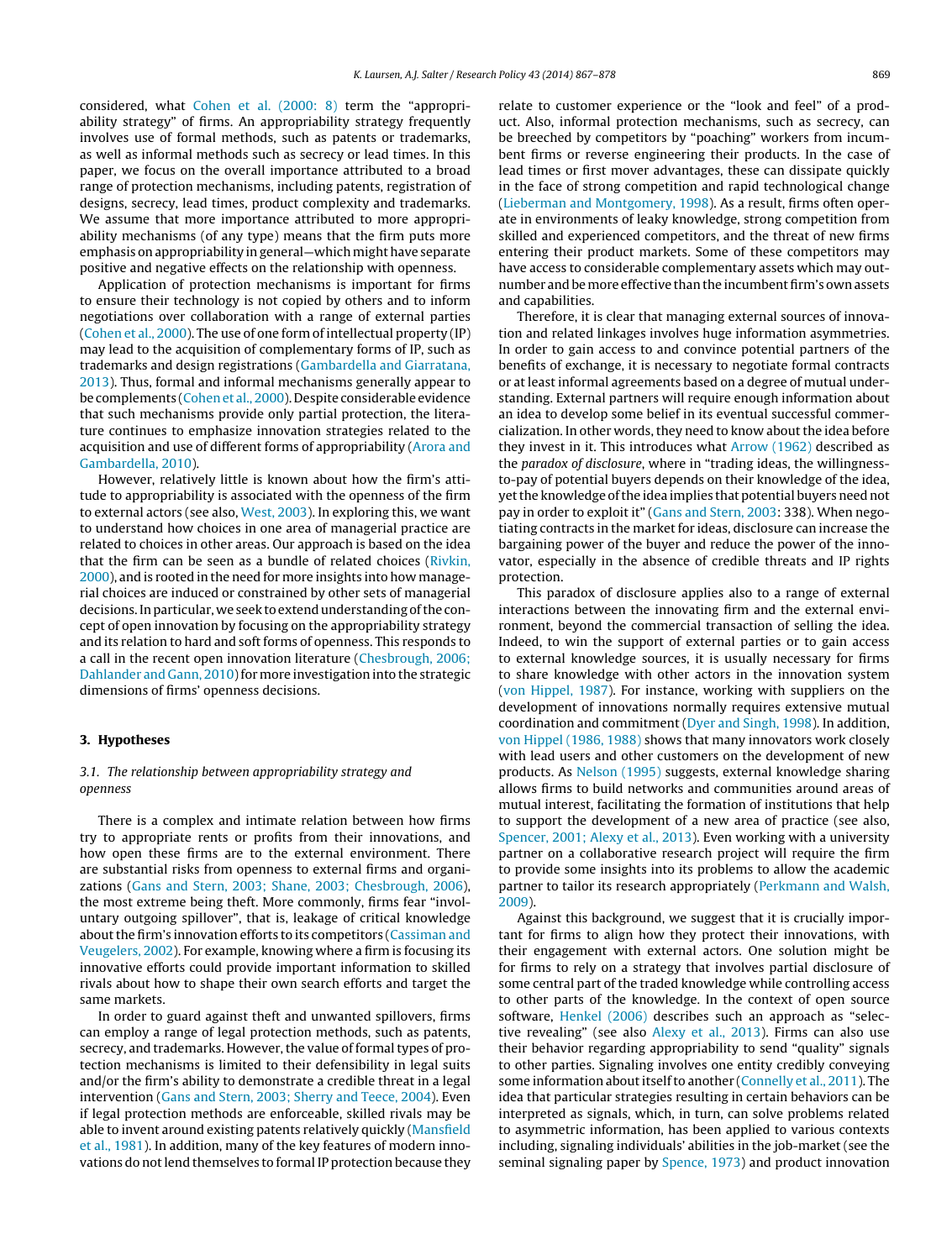considered, what Cohen et al. (2000: 8) term the "appropriability strategy" of firms. An appropriability strategy frequently involves use of formal methods, such as patents or trademarks, as well as informal methods such as secrecy or lead times. In this paper, we focus on the overall importance attributed to a broad range of protection mechanisms, including patents, registration of designs, secrecy, lead times, product complexity and trademarks. We assume that more importance attributed to more appropriability mechanisms (of any type) means that the firm puts more emphasis on appropriability in general—which might have separate positive and negative effects on the relationship with openness.

Application of protection mechanisms is important for firms to ensure their technology is not copied by others and to inform negotiations over collaboration with a range of external parties (Cohen et al., 2000). The use of one form of intellectual property (IP) may lead to the acquisition of complementary forms of IP, such as trademarks and design registrations (Gambardella and Giarratana, 2013). Thus, formal and informal mechanisms generally appear to be complements (Cohen et al., 2000). Despite considerable evidence that such mechanisms provide only partial protection, the literature continues to emphasize innovation strategies related to the acquisition and use of different forms of appropriability (Arora and Gambardella, 2010).

However, relatively little is known about how the firm's attitude to appropriability is associated with the openness of the firm to external actors (see also, West, 2003). In exploring this, we want to understand how choices in one area of managerial practice are related to choices in other areas. Our approach is based on the idea that the firm can be seen as a bundle of related choices (Rivkin, 2000), and is rooted in the need for more insights into how managerial choices are induced or constrained by other sets of managerial decisions. In particular, we seek to extend understanding of the concept of open innovation by focusing on the appropriability strategy and its relation to hard and soft forms of openness. This responds to a call in the recent open innovation literature (Chesbrough, 2006; Dahlander and Gann, 2010) for more investigation into the strategic dimensions of firms' openness decisions.

## 3. Hypotheses

### 3.1. The relationship between appropriability strategy and openness

There is a complex and intimate relation between how firms try to appropriate rents or profits from their innovations, and how open these firms are to the external environment. There are substantial risks from openness to external firms and organizations (Gans and Stern, 2003; Shane, 2003; Chesbrough, 2006), the most extreme being theft. More commonly, firms fear "involuntary outgoing spillover", that is, leakage of critical knowledge about the firm's innovation efforts to its competitors (Cassiman and Veugelers, 2002). For example, knowing where a firm is focusing its innovative efforts could provide important information to skilled rivals about how to shape their own search efforts and target the same markets.

In order to guard against theft and unwanted spillovers, firms can employ a range of legal protection methods, such as patents, secrecy, and trademarks. However, the value of formal types of protection mechanisms is limited to their defensibility in legal suits and/or the firm's ability to demonstrate a credible threat in a legal intervention (Gans and Stern, 2003; Sherry and Teece, 2004). Even if legal protection methods are enforceable, skilled rivals may be able to invent around existing patents relatively quickly (Mansfield et al., 1981). In addition, many of the key features of modern innovations do not lend themselves to formal IP protection because they relate to customer experience or the "look and feel" of a product. Also, informal protection mechanisms, such as secrecy, can be breeched by competitors by "poaching" workers from incumbent firms or reverse engineering their products. In the case of lead times or first mover advantages, these can dissipate quickly in the face of strong competition and rapid technological change (Lieberman and Montgomery, 1998). As a result, firms often operate in environments of leaky knowledge, strong competition from skilled and experienced competitors, and the threat of new firms entering their product markets. Some of these competitors may have access to considerable complementary assets which may outnumber and be more effective than the incumbent firm's own assets and capabilities.

Therefore, it is clear that managing external sources of innovation and related linkages involves huge information asymmetries. In order to gain access to and convince potential partners of the benefits of exchange, it is necessary to negotiate formal contracts or at least informal agreements based on a degree of mutual understanding. External partners will require enough information about an idea to develop some belief in its eventual successful commercialization. In other words, they need to know about the idea before they invest in it. This introduces what Arrow (1962) described as the *paradox of disclosure*, where in "trading ideas, the willingness-to-pay of potential buyers depends on their knowledge of the idea, yet the knowledge of the idea implies that potential buyers need not pay in order to exploit it" (Gans and Stern, 2003: 338). When negotiating contracts in the market for ideas, disclosure can increase the bargaining power of the buyer and reduce the power of the innovator, especially in the absence of credible threats and IP rights protection.

This paradox of disclosure applies also to a range of external interactions between the innovating firm and the external environment, beyond the commercial transaction of selling the idea. Indeed, to win the support of external parties or to gain access to external knowledge sources, it is usually necessary for firms to share knowledge with other actors in the innovation system (von Hippel, 1987). For instance, working with suppliers on the development of innovations normally requires extensive mutual coordination and commitment (Dyer and Singh, 1998). In addition, von Hippel (1986, 1988) shows that many innovators work closely with lead users and other customers on the development of new products. As Nelson (1995) suggests, external knowledge sharing allows firms to build networks and communities around areas of mutual interest, facilitating the formation of institutions that help to support the development of a new area of practice (see also, Spencer, 2001; Alexy et al., 2013). Even working with a university partner on a collaborative research project will require the firm to provide some insights into its problems to allow the academic partner to tailor its research appropriately (Perkmann and Walsh, 2009).

Against this background, we suggest that it is crucially important for firms to align how they protect their innovations, with their engagement with external actors. One solution might be for firms to rely on a strategy that involves partial disclosure of some central part of the traded knowledge while controlling access to other parts of the knowledge. In the context of open source software, Henkel (2006) describes such an approach as "selective revealing" (see also Alexy et al., 2013). Firms can also use their behavior regarding appropriability to send "quality" signals to other parties. Signaling involves one entity credibly conveying some information about itself to another (Connelly et al., 2011). The idea that particular strategies resulting in certain behaviors can be interpreted as signals, which, in turn, can solve problems related to asymmetric information, has been applied to various contexts including, signaling individuals' abilities in the job-market (see the seminal signaling paper by Spence, 1973) and product innovation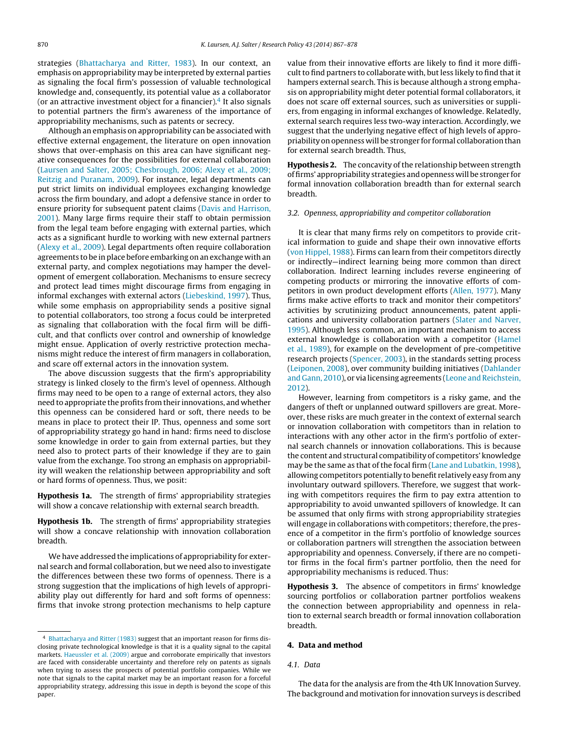strategies (Bhattacharya and Ritter, 1983). In our context, an emphasis on appropriability may be interpreted by external parties as signaling the focal firm's possession of valuable technological knowledge and, consequently, its potential value as a collaborator (or an attractive investment object for a financier).[4] It also signals to potential partners the firm's awareness of the importance of appropriability mechanisms, such as patents or secrecy.

Although an emphasis on appropriability can be associated with effective external engagement, the literature on open innovation shows that over-emphasis on this area can have significant negative consequences for the possibilities for external collaboration (Laursen and Salter, 2005; Chesbrough, 2006; Alexy et al., 2009; Reitzig and Puranam, 2009). For instance, legal departments can put strict limits on individual employees exchanging knowledge across the firm boundary, and adopt a defensive stance in order to ensure priority for subsequent patent claims (Davis and Harrison, 2001). Many large firms require their staff to obtain permission from the legal team before engaging with external parties, which acts as a significant hurdle to working with new external partners (Alexy et al., 2009). Legal departments often require collaboration agreements to be in place before embarking on an exchange with an external party, and complex negotiations may hamper the development of emergent collaboration. Mechanisms to ensure secrecy and protect lead times might discourage firms from engaging in informal exchanges with external actors (Liebeskind, 1997). Thus, while some emphasis on appropriability sends a positive signal to potential collaborators, too strong a focus could be interpreted as signaling that collaboration with the focal firm will be difficult, and that conflicts over control and ownership of knowledge might ensue. Application of overly restrictive protection mechanisms might reduce the interest of firm managers in collaboration, and scare off external actors in the innovation system.

The above discussion suggests that the firm's appropriability strategy is linked closely to the firm's level of openness. Although firms may need to be open to a range of external actors, they also need to appropriate the profits from their innovations, and whether this openness can be considered hard or soft, there needs to be means in place to protect their IP. Thus, openness and some sort of appropriability strategy go hand in hand: firms need to disclose some knowledge in order to gain from external parties, but they need also to protect parts of their knowledge if they are to gain value from the exchange. Too strong an emphasis on appropriability will weaken the relationship between appropriability and soft or hard forms of openness. Thus, we posit:

**Hypothesis 1a.** The strength of firms' appropriability strategies will show a concave relationship with external search breadth.

**Hypothesis 1b.** The strength of firms' appropriability strategies will show a concave relationship with innovation collaboration breadth.

We have addressed the implications of appropriability for external search and formal collaboration, but we need also to investigate the differences between these two forms of openness. There is a strong suggestion that the implications of high levels of appropriability play out differently for hard and soft forms of openness: firms that invoke strong protection mechanisms to help capture value from their innovative efforts are likely to find it more difficult to find partners to collaborate with, but less likely to find that it hampers external search. This is because although a strong emphasis on appropriability might deter potential formal collaborators, it does not scare off external sources, such as universities or suppliers, from engaging in informal exchanges of knowledge. Relatedly, external search requires less two-way interaction. Accordingly, we suggest that the underlying negative effect of high levels of appropriability on openness will be stronger for formal collaboration than for external search breadth. Thus,

**Hypothesis 2.** The concavity of the relationship between strength of firms' appropriability strategies and openness will be stronger for formal innovation collaboration breadth than for external search breadth.

### *3.2. Openness, appropriability and competitor collaboration*

It is clear that many firms rely on competitors to provide critical information to guide and shape their own innovative efforts (von Hippel, 1988). Firms can learn from their competitors directly or indirectly—indirect learning being more common than direct collaboration. Indirect learning includes reverse engineering of competing products or mirroring the innovative efforts of competitors in own product development efforts (Allen, 1977). Many firms make active efforts to track and monitor their competitors' activities by scrutinizing product announcements, patent applications and university collaboration partners (Slater and Narver, 1995). Although less common, an important mechanism to access external knowledge is collaboration with a competitor (Hamel et al., 1989), for example on the development of pre-competitive research projects (Spencer, 2003), in the standards setting process (Leiponen, 2008), over community building initiatives (Dahlander and Gann, 2010), or via licensing agreements (Leone and Reichstein, 2012).

However, learning from competitors is a risky game, and the dangers of theft or unplanned outward spillovers are great. Moreover, these risks are much greater in the context of external search or innovation collaboration with competitors than in relation to interactions with any other actor in the firm's portfolio of external search channels or innovation collaborations. This is because the content and structural compatibility of competitors' knowledge may be the same as that of the focal firm (Lane and Lubatkin, 1998), allowing competitors potentially to benefit relatively easy from any involuntary outward spillovers. Therefore, we suggest that working with competitors requires the firm to pay extra attention to appropriability to avoid unwanted spillovers of knowledge. It can be assumed that only firms with strong appropriability strategies will engage in collaborations with competitors; therefore, the presence of a competitor in the firm's portfolio of knowledge sources or collaboration partners will strengthen the association between appropriability and openness. Conversely, if there are no competitor firms in the focal firm's partner portfolio, then the need for appropriability mechanisms is reduced. Thus:

**Hypothesis 3.** The absence of competitors in firms' knowledge sourcing portfolios or collaboration partner portfolios weakens the connection between appropriability and openness in relation to external search breadth or formal innovation collaboration breadth.

## 4. Data and method

### *4.1. Data*

The data for the analysis are from the 4th UK Innovation Survey. The background and motivation for innovation surveys is described

---

[4] Bhattacharya and Ritter (1983) suggest that an important reason for firms disclosing private technological knowledge is that it is a quality signal to the capital markets. Haeussler et al. (2009) argue and corroborate empirically that investors are faced with considerable uncertainty and therefore rely on patents as signals when trying to assess the prospects of potential portfolio companies. While we note that signals to the capital market may be an important reason for a forceful appropriability strategy, addressing this issue in depth is beyond the scope of this paper.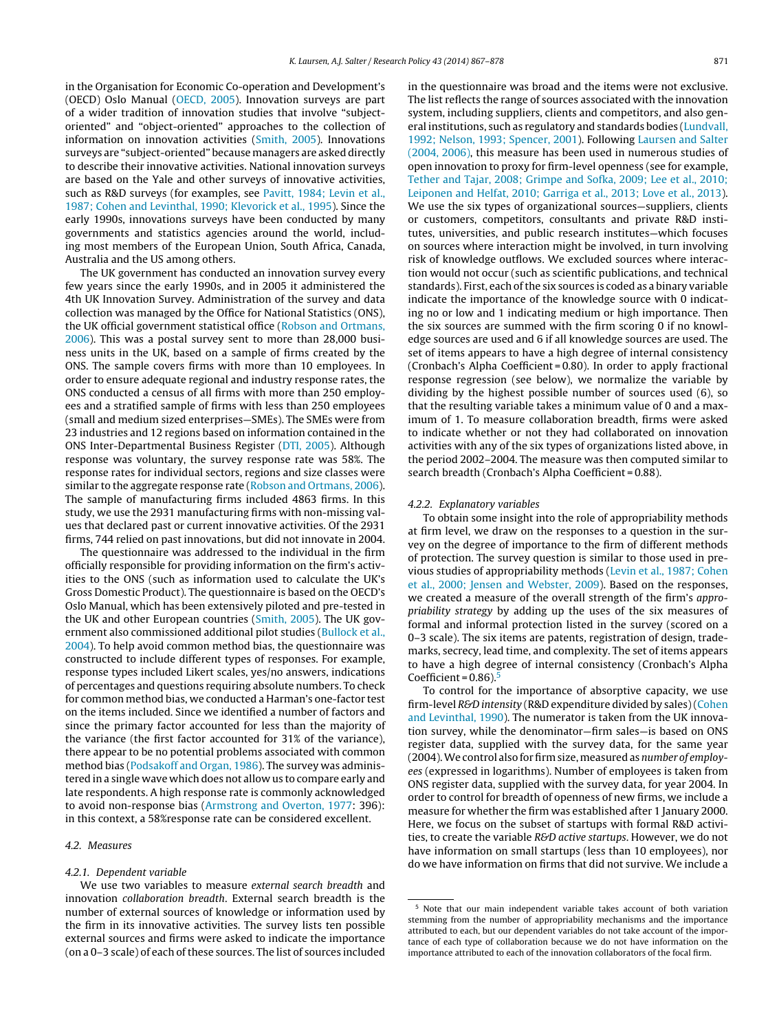in the Organisation for Economic Co-operation and Development's (OECD) Oslo Manual (OECD, 2005). Innovation surveys are part of a wider tradition of innovation studies that involve "subject-oriented" and "object-oriented" approaches to the collection of information on innovation activities (Smith, 2005). Innovations surveys are "subject-oriented" because managers are asked directly to describe their innovative activities. National innovation surveys are based on the Yale and other surveys of innovative activities, such as R&D surveys (for examples, see Pavitt, 1984; Levin et al., 1987; Cohen and Levinthal, 1990; Klevorick et al., 1995). Since the early 1990s, innovations surveys have been conducted by many governments and statistics agencies around the world, including most members of the European Union, South Africa, Canada, Australia and the US among others.

The UK government has conducted an innovation survey every few years since the early 1990s, and in 2005 it administered the 4th UK Innovation Survey. Administration of the survey and data collection was managed by the Office for National Statistics (ONS), the UK official government statistical office (Robson and Ortmans, 2006). This was a postal survey sent to more than 28,000 business units in the UK, based on a sample of firms created by the ONS. The sample covers firms with more than 10 employees. In order to ensure adequate regional and industry response rates, the ONS conducted a census of all firms with more than 250 employees and a stratified sample of firms with less than 250 employees (small and medium sized enterprises—SMEs). The SMEs were from 23 industries and 12 regions based on information contained in the ONS Inter-Departmental Business Register (DTI, 2005). Although response was voluntary, the survey response rate was 58%. The response rates for individual sectors, regions and size classes were similar to the aggregate response rate (Robson and Ortmans, 2006). The sample of manufacturing firms included 4863 firms. In this study, we use the 2931 manufacturing firms with non-missing values that declared past or current innovative activities. Of the 2931 firms, 744 relied on past innovations, but did not innovate in 2004.

The questionnaire was addressed to the individual in the firm officially responsible for providing information on the firm's activities to the ONS (such as information used to calculate the UK's Gross Domestic Product). The questionnaire is based on the OECD's Oslo Manual, which has been extensively piloted and pre-tested in the UK and other European countries (Smith, 2005). The UK government also commissioned additional pilot studies (Bullock et al., 2004). To help avoid common method bias, the questionnaire was constructed to include different types of responses. For example, response types included Likert scales, yes/no answers, indications of percentages and questions requiring absolute numbers. To check for common method bias, we conducted a Harman's one-factor test on the items included. Since we identified a number of factors and since the primary factor accounted for less than the majority of the variance (the first factor accounted for 31% of the variance), there appear to be no potential problems associated with common method bias (Podsakoff and Organ, 1986). The survey was administered in a single wave which does not allow us to compare early and late respondents. A high response rate is commonly acknowledged to avoid non-response bias (Armstrong and Overton, 1977: 396): in this context, a 58%response rate can be considered excellent.

### 4.2. Measures

#### 4.2.1. Dependent variable

We use two variables to measure *external search breadth* and innovation *collaboration breadth*. External search breadth is the number of external sources of knowledge or information used by the firm in its innovative activities. The survey lists ten possible external sources and firms were asked to indicate the importance (on a 0–3 scale) of each of these sources. The list of sources included in the questionnaire was broad and the items were not exclusive. The list reflects the range of sources associated with the innovation system, including suppliers, clients and competitors, and also general institutions, such as regulatory and standards bodies (Lundvall, 1992; Nelson, 1993; Spencer, 2001). Following Laursen and Salter (2004, 2006), this measure has been used in numerous studies of open innovation to proxy for firm-level openness (see for example, Tether and Tajar, 2008; Grimpe and Sofka, 2009; Lee et al., 2010; Leiponen and Helfat, 2010; Garriga et al., 2013; Love et al., 2013). We use the six types of organizational sources—suppliers, clients or customers, competitors, consultants and private R&D institutes, universities, and public research institutes—which focuses on sources where interaction might be involved, in turn involving risk of knowledge outflows. We excluded sources where interaction would not occur (such as scientific publications, and technical standards). First, each of the six sources is coded as a binary variable indicate the importance of the knowledge source with 0 indicating no or low and 1 indicating medium or high importance. Then the six sources are summed with the firm scoring 0 if no knowledge sources are used and 6 if all knowledge sources are used. The set of items appears to have a high degree of internal consistency (Cronbach's Alpha Coefficient = 0.80). In order to apply fractional response regression (see below), we normalize the variable by dividing by the highest possible number of sources used (6), so that the resulting variable takes a minimum value of 0 and a maximum of 1. To measure collaboration breadth, firms were asked to indicate whether or not they had collaborated on innovation activities with any of the six types of organizations listed above, in the period 2002–2004. The measure was then computed similar to search breadth (Cronbach's Alpha Coefficient = 0.88).

#### 4.2.2. Explanatory variables

To obtain some insight into the role of appropriability methods at firm level, we draw on the responses to a question in the survey on the degree of importance to the firm of different methods of protection. The survey question is similar to those used in previous studies of appropriability methods (Levin et al., 1987; Cohen et al., 2000; Jensen and Webster, 2009). Based on the responses, we created a measure of the overall strength of the firm's *appropriability strategy* by adding up the uses of the six measures of formal and informal protection listed in the survey (scored on a 0–3 scale). The six items are patents, registration of design, trademarks, secrecy, lead time, and complexity. The set of items appears to have a high degree of internal consistency (Cronbach's Alpha Coefficient = 0.86).[5]

To control for the importance of absorptive capacity, we use firm-level *R&D intensity* (R&D expenditure divided by sales) (Cohen and Levinthal, 1990). The numerator is taken from the UK innovation survey, while the denominator—firm sales—is based on ONS register data, supplied with the survey data, for the same year (2004). We control also for firm size, measured as *number of employees* (expressed in logarithms). Number of employees is taken from ONS register data, supplied with the survey data, for year 2004. In order to control for breadth of openness of new firms, we include a measure for whether the firm was established after 1 January 2000. Here, we focus on the subset of startups with formal R&D activities, to create the variable *R&D active startups*. However, we do not have information on small startups (less than 10 employees), nor do we have information on firms that did not survive. We include a

[5] Note that our main independent variable takes account of both variation stemming from the number of appropriability mechanisms and the importance attributed to each, but our dependent variables do not take account of the importance of each type of collaboration because we do not have information on the importance attributed to each of the innovation collaborators of the focal firm.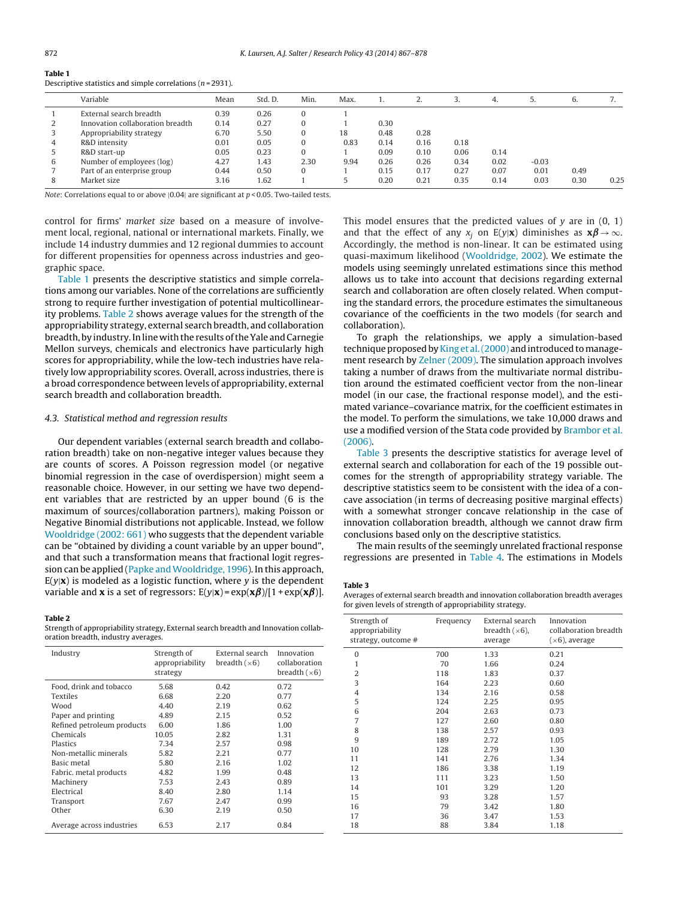**Table 1**
Descriptive statistics and simple correlations ($n = 2931$).

| | Variable | Mean | Std. D. | Min. | Max. | 1. | 2. | 3. | 4. | 5. | 6. | 7. |
|---|---|---|---|---|---|---|---|---|---|---|---|---|
| 1 | External search breadth | 0.39 | 0.26 | 0 | 1 | | | | | | | |
| 2 | Innovation collaboration breadth | 0.14 | 0.27 | 0 | 1 | 0.30 | | | | | | |
| 3 | Appropriability strategy | 6.70 | 5.50 | 0 | 18 | 0.48 | 0.28 | | | | | |
| 4 | R&D intensity | 0.01 | 0.05 | 0 | 0.83 | 0.14 | 0.16 | 0.18 | | | | |
| 5 | R&D start-up | 0.05 | 0.23 | 0 | 1 | 0.09 | 0.10 | 0.06 | 0.14 | | | |
| 6 | Number of employees (log) | 4.27 | 1.43 | 2.30 | 9.94 | 0.26 | 0.26 | 0.34 | 0.02 | −0.03 | | |
| 7 | Part of an enterprise group | 0.44 | 0.50 | 0 | 1 | 0.15 | 0.17 | 0.27 | 0.07 | 0.01 | 0.49 | |
| 8 | Market size | 3.16 | 1.62 | 1 | 5 | 0.20 | 0.21 | 0.35 | 0.14 | 0.03 | 0.30 | 0.25 |

*Note*: Correlations equal to or above |0.04| are significant at $p < 0.05$. Two-tailed tests.

control for firms' *market size* based on a measure of involvement local, regional, national or international markets. Finally, we include 14 industry dummies and 12 regional dummies to account for different propensities for openness across industries and geographic space.

Table 1 presents the descriptive statistics and simple correlations among our variables. None of the correlations are sufficiently strong to require further investigation of potential multicollinearity problems. Table 2 shows average values for the strength of the appropriability strategy, external search breadth, and collaboration breadth, by industry. In line with the results of the Yale and Carnegie Mellon surveys, chemicals and electronics have particularly high scores for appropriability, while the low-tech industries have relatively low appropriability scores. Overall, across industries, there is a broad correspondence between levels of appropriability, external search breadth and collaboration breadth.

### 4.3. Statistical method and regression results

Our dependent variables (external search breadth and collaboration breadth) take on non-negative integer values because they are counts of scores. A Poisson regression model (or negative binomial regression in the case of overdispersion) might seem a reasonable choice. However, in our setting we have two dependent variables that are restricted by an upper bound (6 is the maximum of sources/collaboration partners), making Poisson or Negative Binomial distributions not applicable. Instead, we follow Wooldridge (2002: 661) who suggests that the dependent variable can be "obtained by dividing a count variable by an upper bound", and that such a transformation means that fractional logit regression can be applied (Papke and Wooldridge, 1996). In this approach, $E(y|\mathbf{x})$ is modeled as a logistic function, where $y$ is the dependent variable and $\mathbf{x}$ is a set of regressors: $E(y|\mathbf{x}) = \exp(\mathbf{x}\boldsymbol{\beta})/[1 + \exp(\mathbf{x}\boldsymbol{\beta})]$.

**Table 2**
Strength of appropriability strategy, External search breadth and Innovation collaboration breadth, industry averages.

| Industry | Strength of appropriability strategy | External search breadth (×6) | Innovation collaboration breadth (×6) |
|---|---|---|---|
| Food, drink and tobacco | 5.68 | 0.42 | 0.72 |
| Textiles | 6.68 | 2.20 | 0.77 |
| Wood | 4.40 | 2.19 | 0.62 |
| Paper and printing | 4.89 | 2.15 | 0.52 |
| Refined petroleum products | 6.00 | 1.86 | 1.00 |
| Chemicals | 10.05 | 2.82 | 1.31 |
| Plastics | 7.34 | 2.57 | 0.98 |
| Non-metallic minerals | 5.82 | 2.21 | 0.77 |
| Basic metal | 5.80 | 2.16 | 1.02 |
| Fabric. metal products | 4.82 | 1.99 | 0.48 |
| Machinery | 7.53 | 2.43 | 0.89 |
| Electrical | 8.40 | 2.80 | 1.14 |
| Transport | 7.67 | 2.47 | 0.99 |
| Other | 6.30 | 2.19 | 0.50 |
| Average across industries | 6.53 | 2.17 | 0.84 |

This model ensures that the predicted values of $y$ are in (0, 1) and that the effect of any $x_j$ on $E(y|\mathbf{x})$ diminishes as $\mathbf{x}\boldsymbol{\beta} \to \infty$. Accordingly, the method is non-linear. It can be estimated using quasi-maximum likelihood (Wooldridge, 2002). We estimate the models using seemingly unrelated estimations since this method allows us to take into account that decisions regarding external search and collaboration are often closely related. When computing the standard errors, the procedure estimates the simultaneous covariance of the coefficients in the two models (for search and collaboration).

To graph the relationships, we apply a simulation-based technique proposed by King et al. (2000) and introduced to management research by Zelner (2009). The simulation approach involves taking a number of draws from the multivariate normal distribution around the estimated coefficient vector from the non-linear model (in our case, the fractional response model), and the estimated variance–covariance matrix, for the coefficient estimates in the model. To perform the simulations, we take 10,000 draws and use a modified version of the Stata code provided by Brambor et al. (2006).

Table 3 presents the descriptive statistics for average level of external search and collaboration for each of the 19 possible outcomes for the strength of appropriability strategy variable. The descriptive statistics seem to be consistent with the idea of a concave association (in terms of decreasing positive marginal effects) with a somewhat stronger concave relationship in the case of innovation collaboration breadth, although we cannot draw firm conclusions based only on the descriptive statistics.

The main results of the seemingly unrelated fractional response regressions are presented in Table 4. The estimations in Models

**Table 3**
Averages of external search breadth and innovation collaboration breadth averages for given levels of strength of appropriability strategy.

| Strength of appropriability strategy, outcome # | Frequency | External search breadth (×6), average | Innovation collaboration breadth (×6), average |
|---|---|---|---|
| 0 | 700 | 1.33 | 0.21 |
| 1 | 70 | 1.66 | 0.24 |
| 2 | 118 | 1.83 | 0.37 |
| 3 | 164 | 2.23 | 0.60 |
| 4 | 134 | 2.16 | 0.58 |
| 5 | 124 | 2.25 | 0.95 |
| 6 | 204 | 2.63 | 0.73 |
| 7 | 127 | 2.60 | 0.80 |
| 8 | 138 | 2.57 | 0.93 |
| 9 | 189 | 2.72 | 1.05 |
| 10 | 128 | 2.79 | 1.30 |
| 11 | 141 | 2.76 | 1.34 |
| 12 | 186 | 3.38 | 1.19 |
| 13 | 111 | 3.23 | 1.50 |
| 14 | 101 | 3.29 | 1.20 |
| 15 | 93 | 3.28 | 1.57 |
| 16 | 79 | 3.42 | 1.80 |
| 17 | 36 | 3.47 | 1.53 |
| 18 | 88 | 3.84 | 1.18 |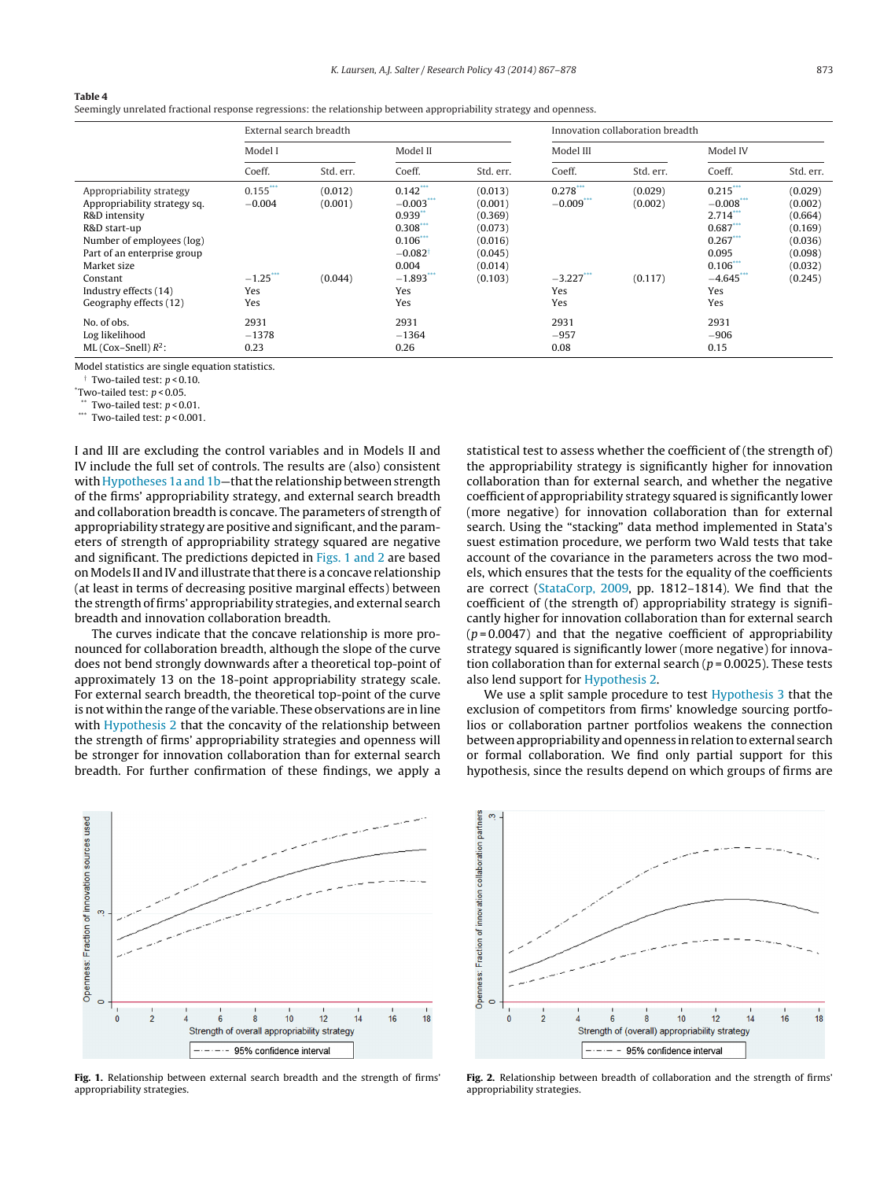**Table 4**
Seemingly unrelated fractional response regressions: the relationship between appropriability strategy and openness.

| | External search breadth | | | | Innovation collaboration breadth | | | |
|---|---|---|---|---|---|---|---|---|
| | Model I | | Model II | | Model III | | Model IV | |
| | Coeff. | Std. err. | Coeff. | Std. err. | Coeff. | Std. err. | Coeff. | Std. err. |
| Appropriability strategy | 0.155*** | (0.012) | 0.142*** | (0.013) | 0.278*** | (0.029) | 0.215*** | (0.029) |
| Appropriability strategy sq. | −0.004 | (0.001) | −0.003*** | (0.001) | −0.009*** | (0.002) | −0.008*** | (0.002) |
| R&D intensity | | | 0.939** | (0.369) | | | 2.714*** | (0.664) |
| R&D start-up | | | 0.308*** | (0.073) | | | 0.687*** | (0.169) |
| Number of employees (log) | | | 0.106*** | (0.016) | | | 0.267*** | (0.036) |
| Part of an enterprise group | | | −0.082† | (0.045) | | | 0.095 | (0.098) |
| Market size | | | 0.004 | (0.014) | | | 0.106*** | (0.032) |
| Constant | −1.25*** | (0.044) | −1.893*** | (0.103) | −3.227*** | (0.117) | −4.645*** | (0.245) |
| Industry effects (14) | Yes | | Yes | | Yes | | Yes | |
| Geography effects (12) | Yes | | Yes | | Yes | | Yes | |
| No. of obs. | 2931 | | 2931 | | 2931 | | 2931 | |
| Log likelihood | −1378 | | −1364 | | −957 | | −906 | |
| ML (Cox–Snell) $R^2$: | 0.23 | | 0.26 | | 0.08 | | 0.15 | |

Model statistics are single equation statistics.
† Two-tailed test: $p < 0.10$.
* Two-tailed test: $p < 0.05$.
** Two-tailed test: $p < 0.01$.
*** Two-tailed test: $p < 0.001$.

I and III are excluding the control variables and in Models II and IV include the full set of controls. The results are (also) consistent with Hypotheses 1a and 1b—that the relationship between strength of the firms' appropriability strategy, and external search breadth and collaboration breadth is concave. The parameters of strength of appropriability strategy are positive and significant, and the parameters of strength of appropriability strategy squared are negative and significant. The predictions depicted in Figs. 1 and 2 are based on Models II and IV and illustrate that there is a concave relationship (at least in terms of decreasing positive marginal effects) between the strength of firms' appropriability strategies, and external search breadth and innovation collaboration breadth.

The curves indicate that the concave relationship is more pronounced for collaboration breadth, although the slope of the curve does not bend strongly downwards after a theoretical top-point of approximately 13 on the 18-point appropriability strategy scale. For external search breadth, the theoretical top-point of the curve is not within the range of the variable. These observations are in line with Hypothesis 2 that the concavity of the relationship between the strength of firms' appropriability strategies and openness will be stronger for innovation collaboration than for external search breadth. For further confirmation of these findings, we apply a statistical test to assess whether the coefficient of (the strength of) the appropriability strategy is significantly higher for innovation collaboration than for external search, and whether the negative coefficient of appropriability strategy squared is significantly lower (more negative) for innovation collaboration than for external search. Using the "stacking" data method implemented in Stata's suest estimation procedure, we perform two Wald tests that take account of the covariance in the parameters across the two models, which ensures that the tests for the equality of the coefficients are correct (StataCorp, 2009, pp. 1812–1814). We find that the coefficient of (the strength of) appropriability strategy is significantly higher for innovation collaboration than for external search ($p = 0.0047$) and that the negative coefficient of appropriability strategy squared is significantly lower (more negative) for innovation collaboration than for external search ($p = 0.0025$). These tests also lend support for Hypothesis 2.

We use a split sample procedure to test Hypothesis 3 that the exclusion of competitors from firms' knowledge sourcing portfolios or collaboration partner portfolios weakens the connection between appropriability and openness in relation to external search or formal collaboration. We find only partial support for this hypothesis, since the results depend on which groups of firms are

**Fig. 1.** Relationship between external search breadth and the strength of firms' appropriability strategies.

**Fig. 2.** Relationship between breadth of collaboration and the strength of firms' appropriability strategies.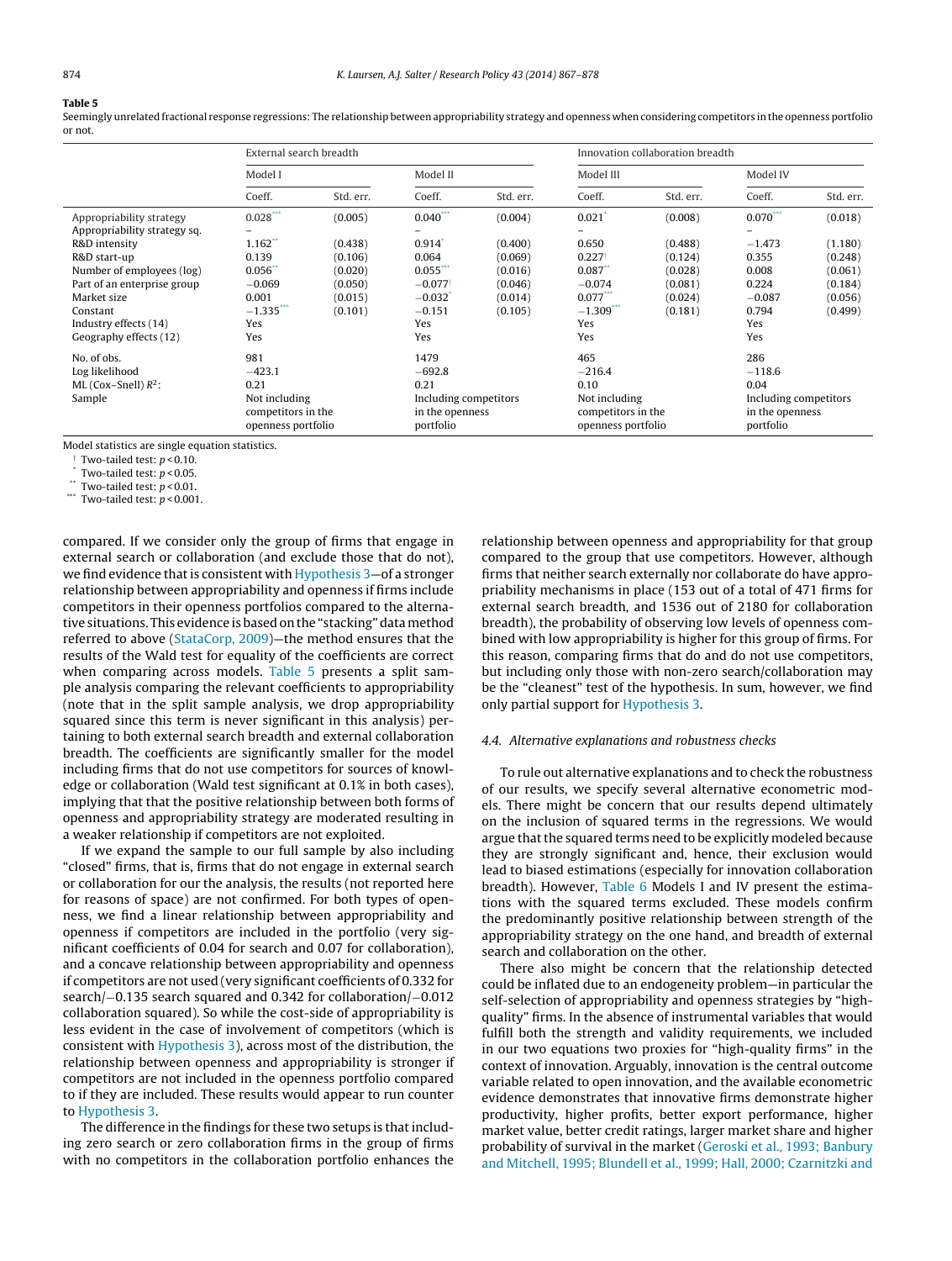**Table 5**

Seemingly unrelated fractional response regressions: The relationship between appropriability strategy and openness when considering competitors in the openness portfolio or not.

| | External search breadth | | | | Innovation collaboration breadth | | | |
|---|---|---|---|---|---|---|---|---|
| | Model I | | Model II | | Model III | | Model IV | |
| | Coeff. | Std. err. | Coeff. | Std. err. | Coeff. | Std. err. | Coeff. | Std. err. |
| Appropriability strategy | 0.028*** | (0.005) | 0.040*** | (0.004) | 0.021* | (0.008) | 0.070*** | (0.018) |
| Appropriability strategy sq. | – | | – | | – | | – | |
| R&D intensity | 1.162** | (0.438) | 0.914* | (0.400) | 0.650 | (0.488) | −1.473 | (1.180) |
| R&D start-up | 0.139 | (0.106) | 0.064 | (0.069) | 0.227† | (0.124) | 0.355 | (0.248) |
| Number of employees (log) | 0.056** | (0.020) | 0.055*** | (0.016) | 0.087** | (0.028) | 0.008 | (0.061) |
| Part of an enterprise group | −0.069 | (0.050) | −0.077† | (0.046) | −0.074 | (0.081) | 0.224 | (0.184) |
| Market size | 0.001 | (0.015) | −0.032* | (0.014) | 0.077*** | (0.024) | −0.087 | (0.056) |
| Constant | −1.335*** | (0.101) | −0.151 | (0.105) | −1.309*** | (0.181) | 0.794 | (0.499) |
| Industry effects (14) | Yes | | Yes | | Yes | | Yes | |
| Geography effects (12) | Yes | | Yes | | Yes | | Yes | |
| No. of obs. | 981 | | 1479 | | 465 | | 286 | |
| Log likelihood | −423.1 | | −692.8 | | −216.4 | | −118.6 | |
| ML (Cox–Snell) $R^2$: | 0.21 | | 0.21 | | 0.10 | | 0.04 | |
| Sample | Not including competitors in the openness portfolio | | Including competitors in the openness portfolio | | Not including competitors in the openness portfolio | | Including competitors in the openness portfolio | |

Model statistics are single equation statistics.
† Two-tailed test: $p < 0.10$.
* Two-tailed test: $p < 0.05$.
** Two-tailed test: $p < 0.01$.
*** Two-tailed test: $p < 0.001$.

compared. If we consider only the group of firms that engage in external search or collaboration (and exclude those that do not), we find evidence that is consistent with Hypothesis 3—of a stronger relationship between appropriability and openness if firms include competitors in their openness portfolios compared to the alternative situations. This evidence is based on the "stacking" data method referred to above (StataCorp, 2009)—the method ensures that the results of the Wald test for equality of the coefficients are correct when comparing across models. Table 5 presents a split sample analysis comparing the relevant coefficients to appropriability (note that in the split sample analysis, we drop appropriability squared since this term is never significant in this analysis) pertaining to both external search breadth and external collaboration breadth. The coefficients are significantly smaller for the model including firms that do not use competitors for sources of knowledge or collaboration (Wald test significant at 0.1% in both cases), implying that that the positive relationship between both forms of openness and appropriability strategy are moderated resulting in a weaker relationship if competitors are not exploited.

If we expand the sample to our full sample by also including "closed" firms, that is, firms that do not engage in external search or collaboration for our the analysis, the results (not reported here for reasons of space) are not confirmed. For both types of openness, we find a linear relationship between appropriability and openness if competitors are included in the portfolio (very significant coefficients of 0.04 for search and 0.07 for collaboration), and a concave relationship between appropriability and openness if competitors are not used (very significant coefficients of 0.332 for search/−0.135 search squared and 0.342 for collaboration/−0.012 collaboration squared). So while the cost-side of appropriability is less evident in the case of involvement of competitors (which is consistent with Hypothesis 3), across most of the distribution, the relationship between openness and appropriability is stronger if competitors are not included in the openness portfolio compared to if they are included. These results would appear to run counter to Hypothesis 3.

The difference in the findings for these two setups is that including zero search or zero collaboration firms in the group of firms with no competitors in the collaboration portfolio enhances the relationship between openness and appropriability for that group compared to the group that use competitors. However, although firms that neither search externally nor collaborate do have appropriability mechanisms in place (153 out of a total of 471 firms for external search breadth, and 1536 out of 2180 for collaboration breadth), the probability of observing low levels of openness combined with low appropriability is higher for this group of firms. For this reason, comparing firms that do and do not use competitors, but including only those with non-zero search/collaboration may be the "cleanest" test of the hypothesis. In sum, however, we find only partial support for Hypothesis 3.

### 4.4. Alternative explanations and robustness checks

To rule out alternative explanations and to check the robustness of our results, we specify several alternative econometric models. There might be concern that our results depend ultimately on the inclusion of squared terms in the regressions. We would argue that the squared terms need to be explicitly modeled because they are strongly significant and, hence, their exclusion would lead to biased estimations (especially for innovation collaboration breadth). However, Table 6 Models I and IV present the estimations with the squared terms excluded. These models confirm the predominantly positive relationship between strength of the appropriability strategy on the one hand, and breadth of external search and collaboration on the other.

There also might be concern that the relationship detected could be inflated due to an endogeneity problem—in particular the self-selection of appropriability and openness strategies by "high-quality" firms. In the absence of instrumental variables that would fulfill both the strength and validity requirements, we included in our two equations two proxies for "high-quality firms" in the context of innovation. Arguably, innovation is the central outcome variable related to open innovation, and the available econometric evidence demonstrates that innovative firms demonstrate higher productivity, higher profits, better export performance, and higher market value, better credit ratings, larger market share and higher probability of survival in the market (Geroski et al., 1993; Banbury and Mitchell, 1995; Blundell et al., 1999; Hall, 2000; Czarnitzki and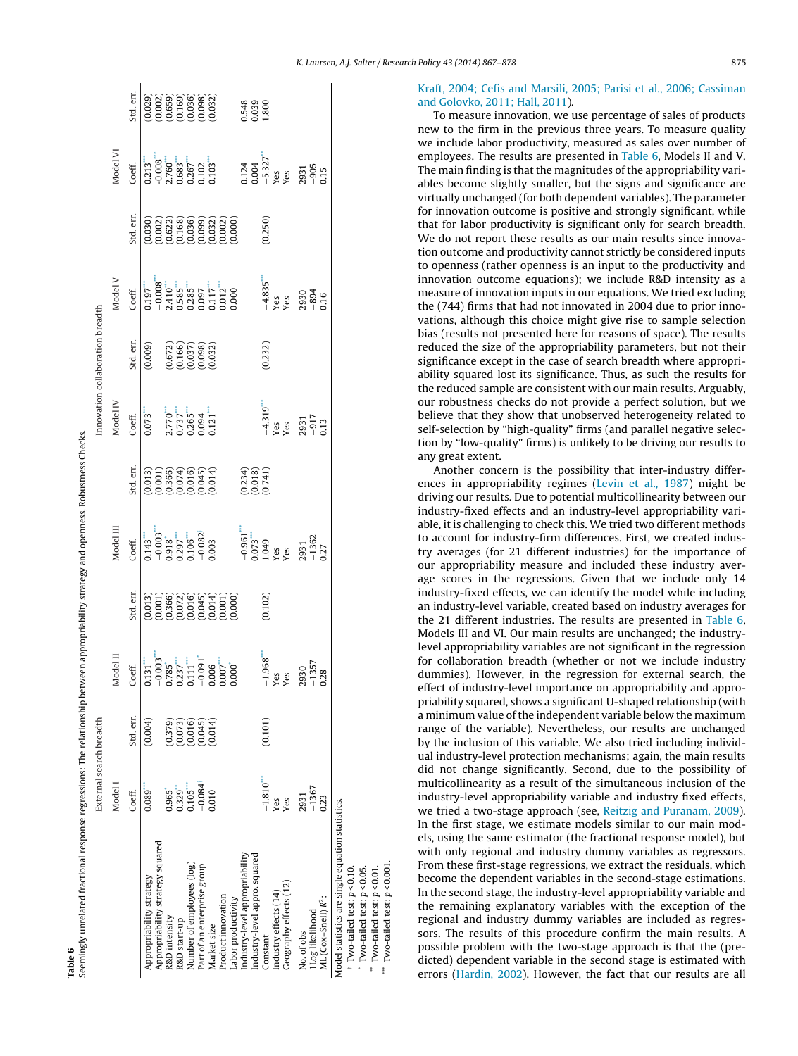**Table 6**
Seemingly unrelated fractional response regressions: The relationship between appropriability strategy and openness, Robustness Checks.

| | External search breadth | | | | | | Innovation collaboration breadth | | | | | |
|---|---|---|---|---|---|---|---|---|---|---|---|---|
| | Model I | | Model II | | Model III | | Model IV | | Model V | | Model VI | |
| | Coeff. | Std. err. | Coeff. | Std. err. | Coeff. | Std. err. | Coeff. | Std. err. | Coeff. | Std. err. | Coeff. | Std. err. |
| Appropriability strategy | 0.089*** | (0.004) | 0.131*** | (0.013) | 0.143*** | (0.013) | 0.073*** | (0.009) | 0.197*** | (0.030) | 0.213*** | (0.029) |
| Appropriability strategy squared | | | −0.003*** | (0.001) | −0.003*** | (0.001) | | | −0.008*** | (0.002) | −0.008*** | (0.002) |
| R&D intensity | 0.965* | (0.379) | 0.785* | (0.366) | 0.918* | (0.366) | 2.770*** | (0.672) | 2.410*** | (0.622) | 2.760*** | (0.659) |
| R&D start-up | 0.329*** | (0.073) | 0.237*** | (0.072) | 0.297*** | (0.074) | 0.737*** | (0.166) | 0.585*** | (0.168) | 0.683*** | (0.169) |
| Number of employees (log) | 0.105*** | (0.016) | 0.111*** | (0.016) | 0.106*** | (0.016) | 0.265*** | (0.037) | 0.285*** | (0.036) | 0.267*** | (0.036) |
| Part of an enterprise group | −0.084† | (0.045) | −0.091* | (0.045) | −0.082† | (0.045) | 0.094 | (0.098) | 0.097 | (0.099) | 0.102 | (0.098) |
| Market size | 0.010 | (0.014) | 0.006 | (0.014) | 0.003 | (0.014) | 0.121*** | (0.032) | 0.117*** | (0.032) | 0.103*** | (0.032) |
| Product innovation | | | 0.007*** | (0.001) | | | | | 0.012*** | (0.002) | | |
| Labor productivity | | | 0.000* | (0.000) | | | | | 0.000 | (0.000) | | |
| Industry-level appropriability | | | | | −0.961*** | (0.234) | | | | | 0.124 | 0.548 |
| Industry-level appro. squared | | | | | 0.073*** | (0.018) | | | | | 0.004 | 0.039 |
| Constant | −1.810*** | (0.101) | −1.968*** | (0.102) | 1.049 | (0.741) | −4.319*** | (0.232) | −4.835*** | (0.250) | −5.327** | 1.800 |
| Industry effects (14) | Yes | | Yes | | Yes | | Yes | | Yes | | Yes | |
| Geography effects (12) | Yes | | Yes | | Yes | | Yes | | Yes | | Yes | |
| No. of obs | 2931 | | 2930 | | 2931 | | 2931 | | 2930 | | 2931 | |
| Log likelihood | −1367 | | −1357 | | −1362 | | −917 | | −894 | | −905 | |
| ML (Cox–Snell) $R^2$: | 0.23 | | 0.28 | | 0.27 | | 0.13 | | 0.16 | | 0.15 | |

Model statistics are single equation statistics.
† Two-tailed test; $p < 0.10$.
\* Two-tailed test; $p < 0.05$.
\*\* Two-tailed test; $p < 0.01$.
\*\*\* Two-tailed test; $p < 0.001$.

Kraft, 2004; Cefis and Marsili, 2005; Parisi et al., 2006; Cassiman and Golovko, 2011; Hall, 2011).

To measure innovation, we use percentage of sales of products new to the firm in the previous three years. To measure quality we include labor productivity, measured as sales over number of employees. The results are presented in Table 6, Models II and V. The main finding is that the magnitudes of the appropriability variables become slightly smaller, but the signs and significance are virtually unchanged (for both dependent variables). The parameter for innovation outcome is positive and strongly significant, while that for labor productivity is significant only for search breadth. We do not report these results as our main results since innovation outcome and productivity cannot strictly be considered inputs to openness (rather openness is an input to the productivity and innovation outcome equations); we include R&D intensity as a measure of innovation inputs in our equations. We tried excluding the (744) firms that had not innovated in 2004 due to prior innovations, although this choice might give rise to sample selection bias (results not presented here for reasons of space). The results reduced the size of the appropriability parameters, but not their significance except in the case of search breadth where appropriability squared lost its significance. Thus, as such the results for the reduced sample are consistent with our main results. Arguably, our robustness checks do not provide a perfect solution, but we believe that they show that unobserved heterogeneity related to self-selection by "high-quality" firms (and parallel negative selection by "low-quality" firms) is unlikely to be driving our results to any great extent.

Another concern is the possibility that inter-industry differences in appropriability regimes (Levin et al., 1987) might be driving our results. Due to potential multicollinearity between our industry-fixed effects and an industry-level appropriability variable, it is challenging to check this. We tried two different methods to account for industry-firm differences. First, we created industry averages (for 21 different industries) for the importance of our appropriability measure and included these industry average scores in the regressions. Given that we include only 14 industry-fixed effects, we can identify the model while including an industry-level variable, created based on industry averages for the 21 different industries. The results are presented in Table 6, Models III and VI. Our main results are unchanged; the industry-level appropriability variables are not significant in the regression for collaboration breadth (whether or not we include industry dummies). However, in the regression for external search, the effect of industry-level importance on appropriability and appropriability squared, shows a significant U-shaped relationship (with a minimum value of the independent variable below the maximum range of the variable). Nevertheless, our results are unchanged by the inclusion of this variable. We also tried including individual industry-level protection mechanisms; again, the main results did not change significantly. Second, due to the possibility of multicollinearity as a result of the simultaneous inclusion of the industry-level appropriability variable and industry fixed effects, we tried a two-stage approach (see, Reitzig and Puranam, 2009). In the first stage, we estimate models similar to our main models, using the same estimator (the fractional response model), but with only regional and industry dummy variables as regressors. From these first-stage regressions, we extract the residuals, which become the dependent variables in the second-stage estimations. In the second stage, the industry-level appropriability variable and the remaining explanatory variables with the exception of the regional and industry dummy variables are included as regressors. The results of this procedure confirm the main results. A possible problem with the two-stage approach is that the (predicted) dependent variable in the second stage is estimated with errors (Hardin, 2002). However, the fact that our results are all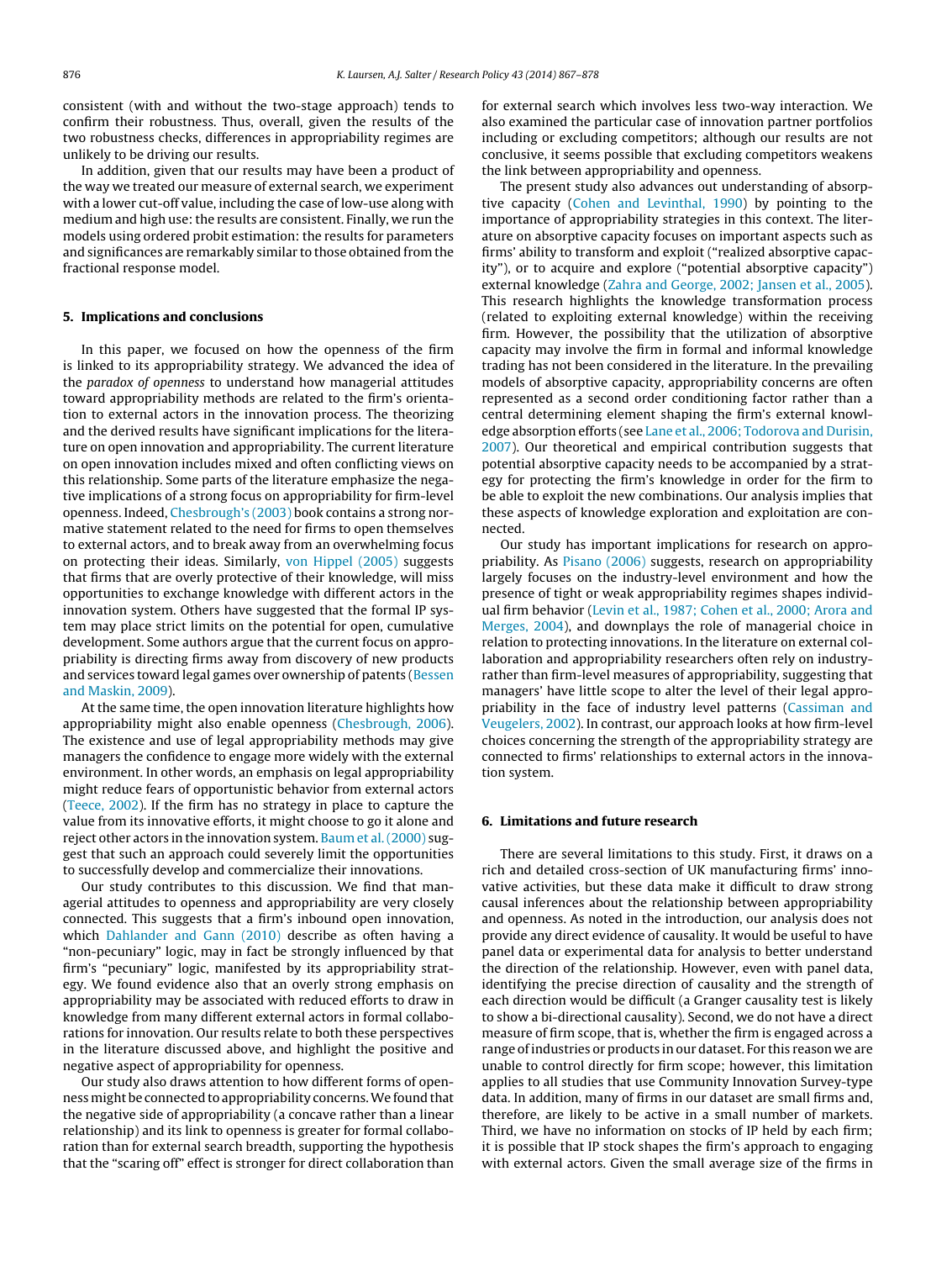consistent (with and without the two-stage approach) tends to confirm their robustness. Thus, overall, given the results of the two robustness checks, differences in appropriability regimes are unlikely to be driving our results.

In addition, given that our results may have been a product of the way we treated our measure of external search, we experiment with a lower cut-off value, including the case of low-use along with medium and high use: the results are consistent. Finally, we run the models using ordered probit estimation: the results for parameters and significances are remarkably similar to those obtained from the fractional response model.

## 5. Implications and conclusions

In this paper, we focused on how the openness of the firm is linked to its appropriability strategy. We advanced the idea of the *paradox of openness* to understand how managerial attitudes toward appropriability methods are related to the firm's orientation to external actors in the innovation process. The theorizing and the derived results have significant implications for the literature on open innovation and appropriability. The current literature on open innovation includes mixed and often conflicting views on this relationship. Some parts of the literature emphasize the negative implications of a strong focus on appropriability for firm-level openness. Indeed, Chesbrough's (2003) book contains a strong normative statement related to the need for firms to open themselves to external actors, and to break away from an overwhelming focus on protecting their ideas. Similarly, von Hippel (2005) suggests that firms that are overly protective of their knowledge, will miss opportunities to exchange knowledge with different actors in the innovation system. Others have suggested that the formal IP system may place strict limits on the potential for open, cumulative development. Some authors argue that the current focus on appropriability is directing firms away from discovery of new products and services toward legal games over ownership of patents (Bessen and Maskin, 2009).

At the same time, the open innovation literature highlights how appropriability might also enable openness (Chesbrough, 2006). The existence and use of legal appropriability methods may give managers the confidence to engage more widely with the external environment. In other words, an emphasis on legal appropriability might reduce fears of opportunistic behavior from external actors (Teece, 2002). If the firm has no strategy in place to capture the value from its innovative efforts, it might choose to go it alone and reject other actors in the innovation system. Baum et al. (2000) suggest that such an approach could severely limit the opportunities to successfully develop and commercialize their innovations.

Our study contributes to this discussion. We find that managerial attitudes to openness and appropriability are very closely connected. This suggests that a firm's inbound open innovation, which Dahlander and Gann (2010) describe as often having a "non-pecuniary" logic, may in fact be strongly influenced by that firm's "pecuniary" logic, manifested by its appropriability strategy. We found evidence also that an overly strong emphasis on appropriability may be associated with reduced efforts to draw in knowledge from many different external actors in formal collaborations for innovation. Our results relate to both these perspectives in the literature discussed above, and highlight the positive and negative aspect of appropriability for openness.

Our study also draws attention to how different forms of openness might be connected to appropriability concerns. We found that the negative side of appropriability (a concave rather than a linear relationship) and its link to openness is greater for formal collaboration than for external search breadth, supporting the hypothesis that the "scaring off" effect is stronger for direct collaboration than for external search which involves less two-way interaction. We also examined the particular case of innovation partner portfolios including or excluding competitors; although our results are not conclusive, it seems possible that excluding competitors weakens the link between appropriability and openness.

The present study also advances out understanding of absorptive capacity (Cohen and Levinthal, 1990) by pointing to the importance of appropriability strategies in this context. The literature on absorptive capacity focuses on important aspects such as firms' ability to transform and exploit ("realized absorptive capacity"), or to acquire and explore ("potential absorptive capacity") external knowledge (Zahra and George, 2002; Jansen et al., 2005). This research highlights the knowledge transformation process (related to exploiting external knowledge) within the receiving firm. However, the possibility that the utilization of absorptive capacity may involve the firm in formal and informal knowledge trading has not been considered in the literature. In the prevailing models of absorptive capacity, appropriability concerns are often represented as a second order conditioning factor rather than a central determining element shaping the firm's external knowledge absorption efforts (see Lane et al., 2006; Todorova and Durisin, 2007). Our theoretical and empirical contribution suggests that potential absorptive capacity needs to be accompanied by a strategy for protecting the firm's knowledge in order for the firm to be able to exploit the new combinations. Our analysis implies that these aspects of knowledge exploration and exploitation are connected.

Our study has important implications for research on appropriability. As Pisano (2006) suggests, research on appropriability largely focuses on the industry-level environment and how the presence of tight or weak appropriability regimes shapes individual firm behavior (Levin et al., 1987; Cohen et al., 2000; Arora and Merges, 2004), and downplays the role of managerial choice in relation to protecting innovations. In the literature on external collaboration and appropriability researchers often rely on industry-rather than firm-level measures of appropriability, suggesting that managers' have little scope to alter the level of their legal appropriability in the face of industry level patterns (Cassiman and Veugelers, 2002). In contrast, our approach looks at how firm-level choices concerning the strength of the appropriability strategy are connected to firms' relationships to external actors in the innovation system.

## 6. Limitations and future research

There are several limitations to this study. First, it draws on a rich and detailed cross-section of UK manufacturing firms' innovative activities, but these data make it difficult to draw strong causal inferences about the relationship between appropriability and openness. As noted in the introduction, our analysis does not provide any direct evidence of causality. It would be useful to have panel data or experimental data for analysis to better understand the direction of the relationship. However, even with panel data, identifying the precise direction of causality and the strength of each direction would be difficult (a Granger causality test is likely to show a bi-directional causality). Second, we do not have a direct measure of firm scope, that is, whether the firm is engaged across a range of industries or products in our dataset. For this reason we are unable to control directly for firm scope; however, this limitation applies to all studies that use Community Innovation Survey-type data. In addition, many of firms in our dataset are small firms and, therefore, are likely to be active in a small number of markets. Third, we have no information on stocks of IP held by each firm; it is possible that IP stock shapes the firm's approach to engaging with external actors. Given the small average size of the firms in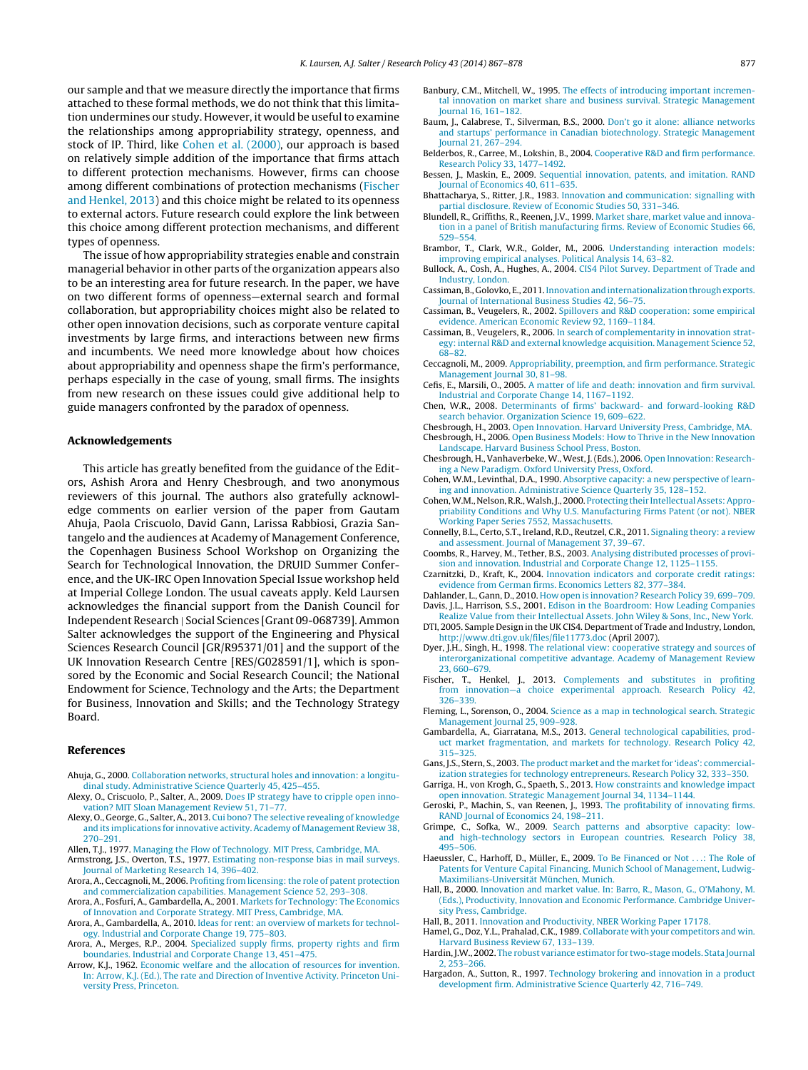our sample and that we measure directly the importance that firms attached to these formal methods, we do not think that this limitation undermines our study. However, it would be useful to examine the relationships among appropriability strategy, openness, and stock of IP. Third, like Cohen et al. (2000), our approach is based on relatively simple addition of the importance that firms attach to different protection mechanisms. However, firms can choose among different combinations of protection mechanisms (Fischer and Henkel, 2013) and this choice might be related to its openness to external actors. Future research could explore the link between this choice among different protection mechanisms, and different types of openness.

The issue of how appropriability strategies enable and constrain managerial behavior in other parts of the organization appears also to be an interesting area for future research. In the paper, we have on two different forms of openness—external search and formal collaboration, but appropriability choices might also be related to other open innovation decisions, such as corporate venture capital investments by large firms, and interactions between new firms and incumbents. We need more knowledge about how choices about appropriability and openness shape the firm's performance, perhaps especially in the case of young, small firms. The insights from new research on these issues could give additional help to guide managers confronted by the paradox of openness.

## Acknowledgements

This article has greatly benefited from the guidance of the Editors, Ashish Arora and Henry Chesbrough, and two anonymous reviewers of this journal. The authors also gratefully acknowledge comments on earlier version of the paper from Gautam Ahuja, Paola Criscuolo, David Gann, Larissa Rabbiosi, Grazia Santangelo and the audiences at Academy of Management Conference, the Copenhagen Business School Workshop on Organizing the Search for Technological Innovation, the DRUID Summer Conference, and the UK-IRC Open Innovation Special Issue workshop held at Imperial College London. The usual caveats apply. Keld Laursen acknowledges the financial support from the Danish Council for Independent Research | Social Sciences [Grant 09-068739]. Ammon Salter acknowledges the support of the Engineering and Physical Sciences Research Council [GR/R95371/01] and the support of the UK Innovation Research Centre [RES/G028591/1], which is sponsored by the Economic and Social Research Council; the National Endowment for Science, Technology and the Arts; the Department for Business, Innovation and Skills; and the Technology Strategy Board.

## References

Ahuja, G., 2000. Collaboration networks, structural holes and innovation: a longitudinal study. Administrative Science Quarterly 45, 425–455.

Alexy, O., Criscuolo, P., Salter, A., 2009. Does IP strategy have to cripple open innovation? MIT Sloan Management Review 51, 71–77.

Alexy, O., George, G., Salter, A., 2013. Cui bono? The selective revealing of knowledge and its implications for innovative activity. Academy of Management Review 38, 270–291.

Allen, T.J., 1977. Managing the Flow of Technology. MIT Press, Cambridge, MA.

Armstrong, J.S., Overton, T.S., 1977. Estimating non-response bias in mail surveys. Journal of Marketing Research 14, 396–402.

Arora, A., Ceccagnoli, M., 2006. Profiting from licensing: the role of patent protection and commercialization capabilities. Management Science 52, 293–308.

Arora, A., Fosfuri, A., Gambardella, A., 2001. Markets for Technology: The Economics of Innovation and Corporate Strategy. MIT Press, Cambridge, MA.

Arora, A., Gambardella, A., 2010. Ideas for rent: an overview of markets for technology. Industrial and Corporate Change 19, 775–803.

Arora, A., Merges, R.P., 2004. Specialized supply firms, property rights and firm boundaries. Industrial and Corporate Change 13, 451–475.

Arrow, K.J., 1962. Economic welfare and the allocation of resources for invention. In: Arrow, K.J. (Ed.), The rate and Direction of Inventive Activity. Princeton University Press, Princeton.

Banbury, C.M., Mitchell, W., 1995. The effects of introducing important incremental innovation on market share and business survival. Strategic Management Journal 16, 161–182.

Baum, J., Calabrese, T., Silverman, B.S., 2000. Don't go it alone: alliance networks and startups' performance in Canadian biotechnology. Strategic Management Journal 21, 267–294.

Belderbos, R., Carree, M., Lokshin, B., 2004. Cooperative R&D and firm performance. Research Policy 33, 1477–1492.

Bessen, J., Maskin, E., 2009. Sequential innovation, patents, and imitation. RAND Journal of Economics 40, 611–635.

Bhattacharya, S., Ritter, J.R., 1983. Innovation and communication: signalling with partial disclosure. Review of Economic Studies 50, 331–346.

Blundell, R., Griffiths, R., Reenen, J.V., 1999. Market share, market value and innovation in a panel of British manufacturing firms. Review of Economic Studies 66, 529–554.

Brambor, T., Clark, W.R., Golder, M., 2006. Understanding interaction models: improving empirical analyses. Political Analysis 14, 63–82.

Bullock, A., Cosh, A., Hughes, A., 2004. CIS4 Pilot Survey. Department of Trade and Industry, London.

Cassiman, B., Golovko, E., 2011. Innovation and internationalization through exports. Journal of International Business Studies 42, 56–75.

Cassiman, B., Veugelers, R., 2002. Spillovers and R&D cooperation: some empirical evidence. American Economic Review 92, 1169–1184.

Cassiman, B., Veugelers, R., 2006. In search of complementarity in innovation strategy: internal R&D and external knowledge acquisition. Management Science 52, 68–82.

Ceccagnoli, M., 2009. Appropriability, preemption, and firm performance. Strategic Management Journal 30, 81–98.

Cefis, E., Marsili, O., 2005. A matter of life and death: innovation and firm survival. Industrial and Corporate Change 14, 1167–1192.

Chen, W.R., 2008. Determinants of firms' backward- and forward-looking R&D search behavior. Organization Science 19, 609–622.

Chesbrough, H., 2003. Open Innovation. Harvard University Press, Cambridge, MA.

Chesbrough, H., 2006. Open Business Models: How to Thrive in the New Innovation Landscape. Harvard Business School Press, Boston.

Chesbrough, H., Vanhaverbeke, W., West, J. (Eds.), 2006. Open Innovation: Researching a New Paradigm. Oxford University Press, Oxford.

Cohen, W.M., Levinthal, D.A., 1990. Absorptive capacity: a new perspective of learning and innovation. Administrative Science Quarterly 35, 128–152.

Cohen, W.M., Nelson, R.R., Walsh, J., 2000. Protecting their Intellectual Assets: Appropriability Conditions and Why U.S. Manufacturing Firms Patent (or not). NBER Working Paper Series 7552, Massachusetts.

Connelly, B.L., Certo, S.T., Ireland, R.D., Reutzel, C.R., 2011. Signaling theory: a review and assessment. Journal of Management 37, 39–67.

Coombs, R., Harvey, M., Tether, B.S., 2003. Analysing distributed processes of provision and innovation. Industrial and Corporate Change 12, 1125–1155.

Czarnitzki, D., Kraft, K., 2004. Innovation indicators and corporate credit ratings: evidence from German firms. Economics Letters 82, 377–384.

Dahlander, L., Gann, D., 2010. How open is innovation? Research Policy 39, 699–709.

Davis, J.L., Harrison, S.S., 2001. Edison in the Boardroom: How Leading Companies Realize Value from their Intellectual Assets. John Wiley & Sons, Inc., New York.

DTI, 2005. Sample Design in the UK CIS4. Department of Trade and Industry, London, http://www.dti.gov.uk/files/file11773.doc (April 2007).

Dyer, J.H., Singh, H., 1998. The relational view: cooperative strategy and sources of interorganizational competitive advantage. Academy of Management Review 23, 660–679.

Fischer, T., Henkel, J., 2013. Complements and substitutes in profiting from innovation—a choice experimental approach. Research Policy 42, 326–339.

Fleming, L., Sorenson, O., 2004. Science as a map in technological search. Strategic Management Journal 25, 909–928.

Gambardella, A., Giarratana, M.S., 2013. General technological capabilities, product market fragmentation, and markets for technology. Research Policy 42, 315–325.

Gans, J.S., Stern, S., 2003. The product market and the market for 'ideas': commercialization strategies for technology entrepreneurs. Research Policy 32, 333–350.

Garriga, H., von Krogh, G., Spaeth, S., 2013. How constraints and knowledge impact open innovation. Strategic Management Journal 34, 1134–1144.

Geroski, P., Machin, S., van Reenen, J., 1993. The profitability of innovating firms. RAND Journal of Economics 24, 198–211.

Grimpe, C., Sofka, W., 2009. Search patterns and absorptive capacity: low- and high-technology sectors in European countries. Research Policy 38, 495–506.

Haeussler, C., Harhoff, D., Müller, E., 2009. To Be Financed or Not ...: The Role of Patents for Venture Capital Financing. Munich School of Management, Ludwig-Maximilians-Universität München, Munich.

Hall, B., 2000. Innovation and market value. In: Barro, R., Mason, G., O'Mahony, M. (Eds.), Productivity, Innovation and Economic Performance. Cambridge University Press, Cambridge.

Hall, B., 2011. Innovation and Productivity. NBER Working Paper 17178.

Hamel, G., Doz, Y.L., Prahalad, C.K., 1989. Collaborate with your competitors and win. Harvard Business Review 67, 133–139.

Hardin, J.W., 2002. The robust variance estimator for two-stage models. Stata Journal 2, 253–266.

Hargadon, A., Sutton, R., 1997. Technology brokering and innovation in a product development firm. Administrative Science Quarterly 42, 716–749.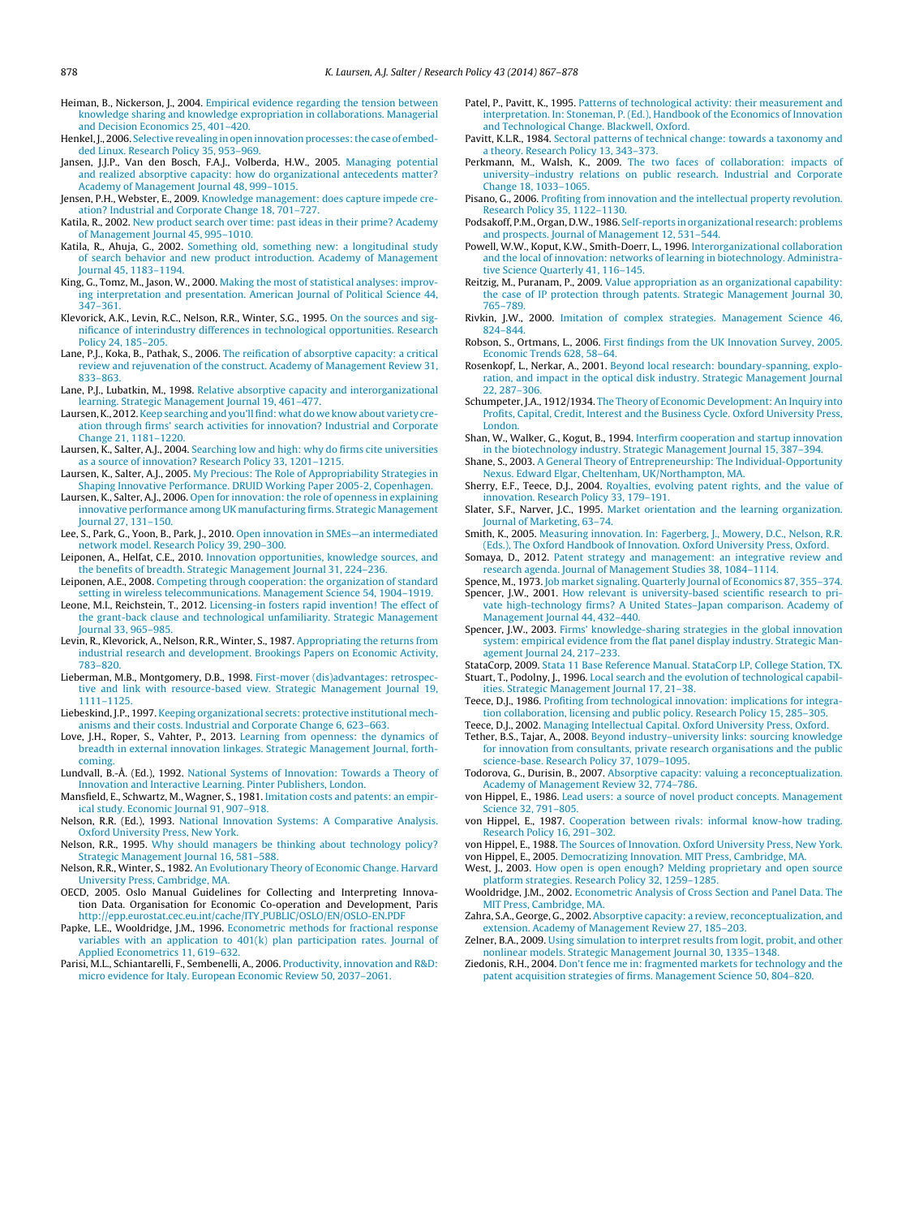Heiman, B., Nickerson, J., 2004. Empirical evidence regarding the tension between knowledge sharing and knowledge expropriation in collaborations. Managerial and Decision Economics 25, 401–420.

Henkel, J., 2006. Selective revealing in open innovation processes: the case of embedded Linux. Research Policy 35, 953–969.

Jansen, J.J.P., Van den Bosch, F.A.J., Volberda, H.W., 2005. Managing potential and realized absorptive capacity: how do organizational antecedents matter? Academy of Management Journal 48, 999–1015.

Jensen, P.H., Webster, E., 2009. Knowledge management: does capture impede creation? Industrial and Corporate Change 18, 701–727.

Katila, R., 2002. New product search over time: past ideas in their prime? Academy of Management Journal 45, 995–1010.

Katila, R., Ahuja, G., 2002. Something old, something new: a longitudinal study of search behavior and new product introduction. Academy of Management Journal 45, 1183–1194.

King, G., Tomz, M., Jason, W., 2000. Making the most of statistical analyses: improving interpretation and presentation. American Journal of Political Science 44, 347–361.

Klevorick, A.K., Levin, R.C., Nelson, R.R., Winter, S.G., 1995. On the sources and significance of interindustry differences in technological opportunities. Research Policy 24, 185–205.

Lane, P.J., Koka, B., Pathak, S., 2006. The reification of absorptive capacity: a critical review and rejuvenation of the construct. Academy of Management Review 31, 833–863.

Lane, P.J., Lubatkin, M., 1998. Relative absorptive capacity and interorganizational learning. Strategic Management Journal 19, 461–477.

Laursen, K., 2012. Keep searching and you'll find: what do we know about variety creation through firms' search activities for innovation? Industrial and Corporate Change 21, 1181–1220.

Laursen, K., Salter, A.J., 2004. Searching low and high: why do firms cite universities as a source of innovation? Research Policy 33, 1201–1215.

Laursen, K., Salter, A.J., 2005. My Precious: The Role of Appropriability Strategies in Shaping Innovative Performance. DRUID Working Paper 2005-2, Copenhagen.

Laursen, K., Salter, A.J., 2006. Open for innovation: the role of openness in explaining innovative performance among UK manufacturing firms. Strategic Management Journal 27, 131–150.

Lee, S., Park, G., Yoon, B., Park, J., 2010. Open innovation in SMEs—an intermediated network model. Research Policy 39, 290–300.

Leiponen, A., Helfat, C.E., 2010. Innovation opportunities, knowledge sources, and the benefits of breadth. Strategic Management Journal 31, 224–236.

Leiponen, A.E., 2008. Competing through cooperation: the organization of standard setting in wireless telecommunications. Management Science 54, 1904–1919.

Leone, M.I., Reichstein, T., 2012. Licensing-in fosters rapid invention! The effect of the grant-back clause and technological unfamiliarity. Strategic Management Journal 33, 965–985.

Levin, R., Klevorick, A., Nelson, R.R., Winter, S., 1987. Appropriating the returns from industrial research and development. Brookings Papers on Economic Activity, 783–820.

Lieberman, M.B., Montgomery, D.B., 1998. First-mover (dis)advantages: retrospective and link with resource-based view. Strategic Management Journal 19, 1111–1125.

Liebeskind, J.P., 1997. Keeping organizational secrets: protective institutional mechanisms and their costs. Industrial and Corporate Change 6, 623–663.

Love, J.H., Roper, S., Vahter, P., 2013. Learning from openness: the dynamics of breadth in external innovation linkages. Strategic Management Journal, forthcoming.

Lundvall, B.-Å. (Ed.), 1992. National Systems of Innovation: Towards a Theory of Innovation and Interactive Learning. Pinter Publishers, London.

Mansfield, E., Schwartz, M., Wagner, S., 1981. Imitation costs and patents: an empirical study. Economic Journal 91, 907–918.

Nelson, R.R. (Ed.), 1993. National Innovation Systems: A Comparative Analysis. Oxford University Press, New York.

Nelson, R.R., 1995. Why should managers be thinking about technology policy? Strategic Management Journal 16, 581–588.

Nelson, R.R., Winter, S., 1982. An Evolutionary Theory of Economic Change. Harvard University Press, Cambridge, MA.

OECD, 2005. Oslo Manual Guidelines for Collecting and Interpreting Innovation Data. Organisation for Economic Co-operation and Development, Paris http://epp.eurostat.cec.eu.int/cache/ITY_PUBLIC/OSLO/EN/OSLO-EN.PDF

Papke, L.E., Wooldridge, J.M., 1996. Econometric methods for fractional response variables with an application to 401(k) plan participation rates. Journal of Applied Econometrics 11, 619–632.

Parisi, M.L., Schiantarelli, F., Sembenelli, A., 2006. Productivity, innovation and R&D: micro evidence for Italy. European Economic Review 50, 2037–2061.

Patel, P., Pavitt, K., 1995. Patterns of technological activity: their measurement and interpretation. In: Stoneman, P. (Ed.), Handbook of the Economics of Innovation and Technological Change. Blackwell, Oxford.

Pavitt, K.L.R., 1984. Sectoral patterns of technical change: towards a taxonomy and a theory. Research Policy 13, 343–373.

Perkmann, M., Walsh, K., 2009. The two faces of collaboration: impacts of university–industry relations on public research. Industrial and Corporate Change 18, 1033–1065.

Pisano, G., 2006. Profiting from innovation and the intellectual property revolution. Research Policy 35, 1122–1130.

Podsakoff, P.M., Organ, D.W., 1986. Self-reports in organizational research: problems and prospects. Journal of Management 12, 531–544.

Powell, W.W., Koput, K.W., Smith-Doerr, L., 1996. Interorganizational collaboration and the local of innovation: networks of learning in biotechnology. Administrative Science Quarterly 41, 116–145.

Reitzig, M., Puranam, P., 2009. Value appropriation as an organizational capability: the case of IP protection through patents. Strategic Management Journal 30, 765–789.

Rivkin, J.W., 2000. Imitation of complex strategies. Management Science 46, 824–844.

Robson, S., Ortmans, L., 2006. First findings from the UK Innovation Survey, 2005. Economic Trends 628, 58–64.

Rosenkopf, L., Nerkar, A., 2001. Beyond local research: boundary-spanning, exploration, and impact in the optical disk industry. Strategic Management Journal 22, 287–306.

Schumpeter, J.A., 1912/1934. The Theory of Economic Development: An Inquiry into Profits, Capital, Credit, Interest and the Business Cycle. Oxford University Press, London.

Shan, W., Walker, G., Kogut, B., 1994. Interfirm cooperation and startup innovation in the biotechnology industry. Strategic Management Journal 15, 387–394.

Shane, S., 2003. A General Theory of Entrepreneurship: The Individual-Opportunity Nexus. Edward Elgar, Cheltenham, UK/Northampton, MA.

Sherry, E.F., Teece, D.J., 2004. Royalties, evolving patent rights, and the value of innovation. Research Policy 33, 179–191.

Slater, S.F., Narver, J.C., 1995. Market orientation and the learning organization. Journal of Marketing, 63–74.

Smith, K., 2005. Measuring innovation. In: Fagerberg, J., Mowery, D.C., Nelson, R.R. (Eds.), The Oxford Handbook of Innovation. Oxford University Press, Oxford.

Somaya, D., 2012. Patent strategy and management: an integrative review and research agenda. Journal of Management Studies 38, 1084–1114.

Spence, M., 1973. Job market signaling. Quarterly Journal of Economics 87, 355–374.

Spencer, J.W., 2001. How relevant is university-based scientific research to private high-technology firms? A United States–Japan comparison. Academy of Management Journal 44, 432–440.

Spencer, J.W., 2003. Firms' knowledge-sharing strategies in the global innovation system: empirical evidence from the flat panel display industry. Strategic Management Journal 24, 217–233.

StataCorp, 2009. Stata 11 Base Reference Manual. StataCorp LP, College Station, TX.

Stuart, T., Podolny, J., 1996. Local search and the evolution of technological capabilities. Strategic Management Journal 17, 21–38.

Teece, D.J., 1986. Profiting from technological innovation: implications for integration collaboration, licensing and public policy. Research Policy 15, 285–305.

Teece, D.J., 2002. Managing Intellectual Capital. Oxford University Press, Oxford.

Tether, B.S., Tajar, A., 2008. Beyond industry–university links: sourcing knowledge for innovation from consultants, private research organisations and the public science-base. Research Policy 37, 1079–1095.

Todorova, G., Durisin, B., 2007. Absorptive capacity: valuing a reconceptualization. Academy of Management Review 32, 774–786.

von Hippel, E., 1986. Lead users: a source of novel product concepts. Management Science 32, 791–805.

von Hippel, E., 1987. Cooperation between rivals: informal know-how trading. Research Policy 16, 291–302.

von Hippel, E., 1988. The Sources of Innovation. Oxford University Press, New York.

von Hippel, E., 2005. Democratizing Innovation. MIT Press, Cambridge, MA.

West, J., 2003. How open is open enough? Melding proprietary and open source platform strategies. Research Policy 32, 1259–1285.

Wooldridge, J.M., 2002. Econometric Analysis of Cross Section and Panel Data. The MIT Press, Cambridge, MA.

Zahra, S.A., George, G., 2002. Absorptive capacity: a review, reconceptualization, and extension. Academy of Management Review 27, 185–203.

Zelner, B.A., 2009. Using simulation to interpret results from logit, probit, and other nonlinear models. Strategic Management Journal 30, 1335–1348.

Ziedonis, R.H., 2004. Don't fence me in: fragmented markets for technology and the patent acquisition strategies of firms. Management Science 50, 804–820.